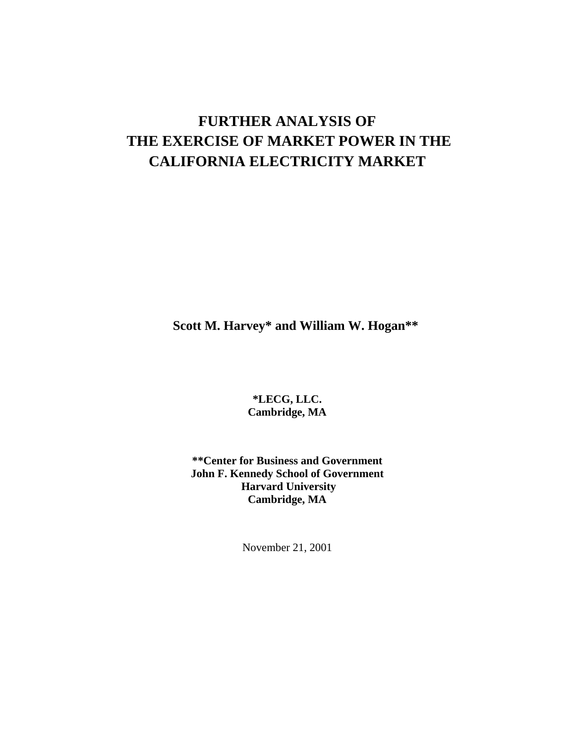# FURTHER ANALYSIS OF THE EXERCISE OF MARKET POWER IN THE CALIFORNIA ELECTRICITY MARKET

**Scott M. Harvey* and William W. Hogan****

**\*LECG, LLC.**
**Cambridge, MA**

**\*\*Center for Business and Government**
**John F. Kennedy School of Government**
**Harvard University**
**Cambridge, MA**

November 21, 2001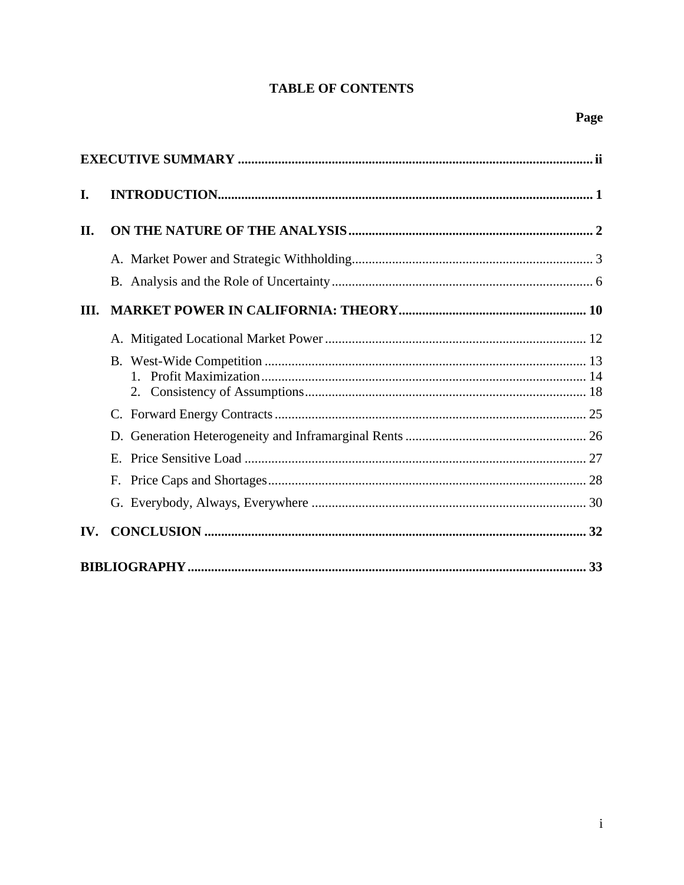# TABLE OF CONTENTS

| | Page |
|---|---|
| **EXECUTIVE SUMMARY** | **ii** |
| **I. INTRODUCTION** | **1** |
| **II. ON THE NATURE OF THE ANALYSIS** | **2** |
| A. Market Power and Strategic Withholding | 3 |
| B. Analysis and the Role of Uncertainty | 6 |
| **III. MARKET POWER IN CALIFORNIA: THEORY** | **10** |
| A. Mitigated Locational Market Power | 12 |
| B. West-Wide Competition | 13 |
| 1. Profit Maximization | 14 |
| 2. Consistency of Assumptions | 18 |
| C. Forward Energy Contracts | 25 |
| D. Generation Heterogeneity and Inframarginal Rents | 26 |
| E. Price Sensitive Load | 27 |
| F. Price Caps and Shortages | 28 |
| G. Everybody, Always, Everywhere | 30 |
| **IV. CONCLUSION** | **32** |
| **BIBLIOGRAPHY** | **33** |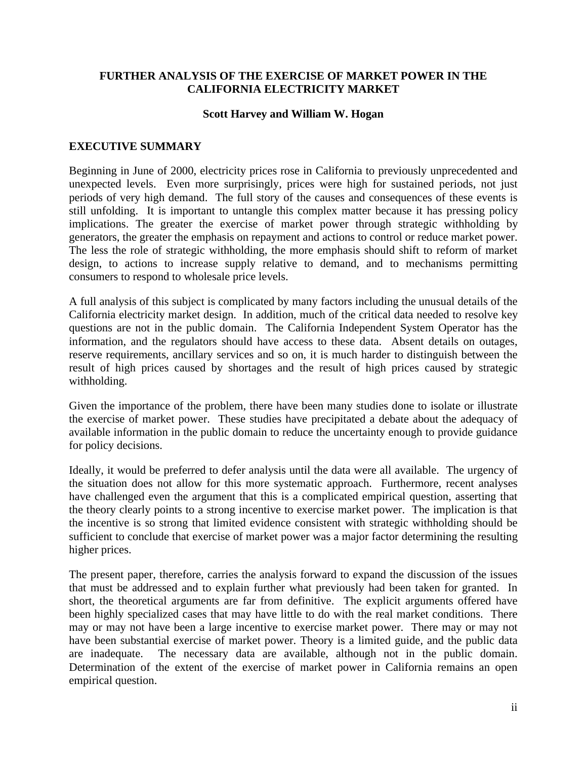# FURTHER ANALYSIS OF THE EXERCISE OF MARKET POWER IN THE CALIFORNIA ELECTRICITY MARKET

**Scott Harvey and William W. Hogan**

## EXECUTIVE SUMMARY

Beginning in June of 2000, electricity prices rose in California to previously unprecedented and unexpected levels. Even more surprisingly, prices were high for sustained periods, not just periods of very high demand. The full story of the causes and consequences of these events is still unfolding. It is important to untangle this complex matter because it has pressing policy implications. The greater the exercise of market power through strategic withholding by generators, the greater the emphasis on repayment and actions to control or reduce market power. The less the role of strategic withholding, the more emphasis should shift to reform of market design, to actions to increase supply relative to demand, and to mechanisms permitting consumers to respond to wholesale price levels.

A full analysis of this subject is complicated by many factors including the unusual details of the California electricity market design. In addition, much of the critical data needed to resolve key questions are not in the public domain. The California Independent System Operator has the information, and the regulators should have access to these data. Absent details on outages, reserve requirements, ancillary services and so on, it is much harder to distinguish between the result of high prices caused by shortages and the result of high prices caused by strategic withholding.

Given the importance of the problem, there have been many studies done to isolate or illustrate the exercise of market power. These studies have precipitated a debate about the adequacy of available information in the public domain to reduce the uncertainty enough to provide guidance for policy decisions.

Ideally, it would be preferred to defer analysis until the data were all available. The urgency of the situation does not allow for this more systematic approach. Furthermore, recent analyses have challenged even the argument that this is a complicated empirical question, asserting that the theory clearly points to a strong incentive to exercise market power. The implication is that the incentive is so strong that limited evidence consistent with strategic withholding should be sufficient to conclude that exercise of market power was a major factor determining the resulting higher prices.

The present paper, therefore, carries the analysis forward to expand the discussion of the issues that must be addressed and to explain further what previously had been taken for granted. In short, the theoretical arguments are far from definitive. The explicit arguments offered have been highly specialized cases that may have little to do with the real market conditions. There may or may not have been a large incentive to exercise market power. There may or may not have been substantial exercise of market power. Theory is a limited guide, and the public data are inadequate. The necessary data are available, although not in the public domain. Determination of the extent of the exercise of market power in California remains an open empirical question.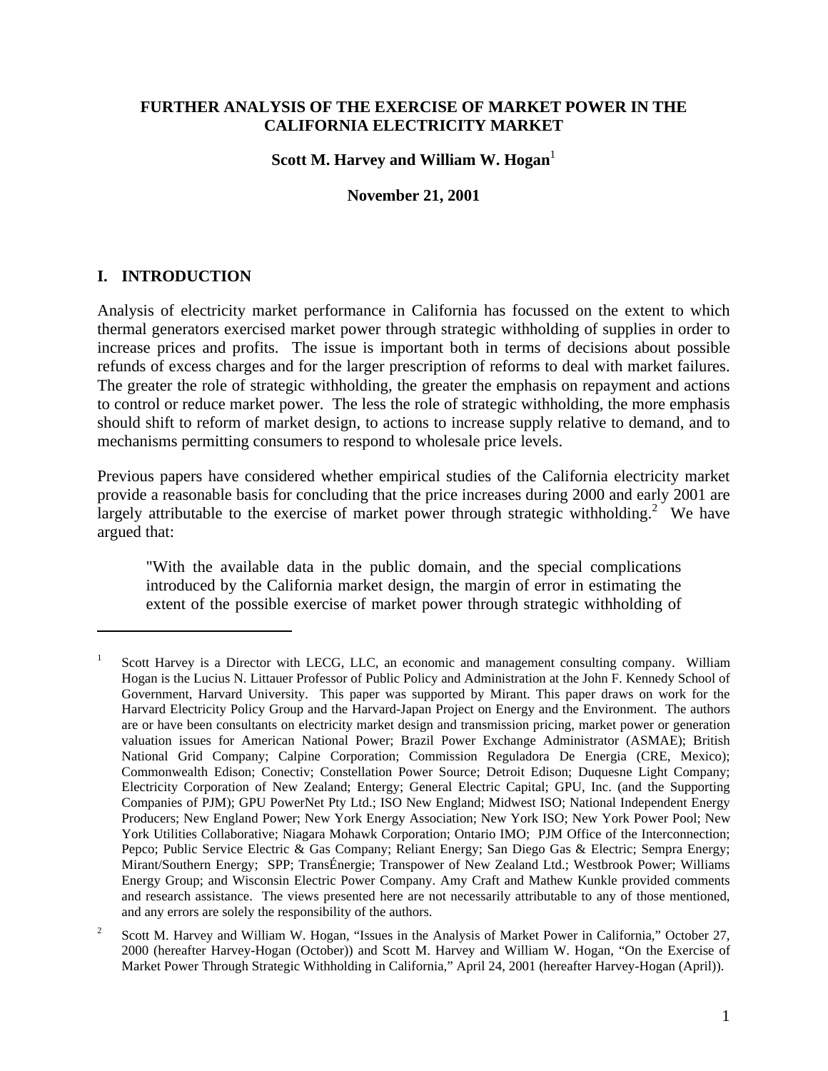# FURTHER ANALYSIS OF THE EXERCISE OF MARKET POWER IN THE CALIFORNIA ELECTRICITY MARKET

**Scott M. Harvey and William W. Hogan**[1]

**November 21, 2001**

## I. INTRODUCTION

Analysis of electricity market performance in California has focussed on the extent to which thermal generators exercised market power through strategic withholding of supplies in order to increase prices and profits. The issue is important both in terms of decisions about possible refunds of excess charges and for the larger prescription of reforms to deal with market failures. The greater the role of strategic withholding, the greater the emphasis on repayment and actions to control or reduce market power. The less the role of strategic withholding, the more emphasis should shift to reform of market design, to actions to increase supply relative to demand, and to mechanisms permitting consumers to respond to wholesale price levels.

Previous papers have considered whether empirical studies of the California electricity market provide a reasonable basis for concluding that the price increases during 2000 and early 2001 are largely attributable to the exercise of market power through strategic withholding.[2] We have argued that:

> "With the available data in the public domain, and the special complications introduced by the California market design, the margin of error in estimating the extent of the possible exercise of market power through strategic withholding of

---

[1] Scott Harvey is a Director with LECG, LLC, an economic and management consulting company. William Hogan is the Lucius N. Littauer Professor of Public Policy and Administration at the John F. Kennedy School of Government, Harvard University. This paper was supported by Mirant. This paper draws on work for the Harvard Electricity Policy Group and the Harvard-Japan Project on Energy and the Environment. The authors are or have been consultants on electricity market design and transmission pricing, market power or generation valuation issues for American National Power; Brazil Power Exchange Administrator (ASMAE); British National Grid Company; Calpine Corporation; Commission Reguladora De Energia (CRE, Mexico); Commonwealth Edison; Conectiv; Constellation Power Source; Detroit Edison; Duquesne Light Company; Electricity Corporation of New Zealand; Entergy; General Electric Capital; GPU, Inc. (and the Supporting Companies of PJM); GPU PowerNet Pty Ltd.; ISO New England; Midwest ISO; National Independent Energy Producers; New England Power; New York Energy Association; New York ISO; New York Power Pool; New York Utilities Collaborative; Niagara Mohawk Corporation; Ontario IMO; PJM Office of the Interconnection; Pepco; Public Service Electric & Gas Company; Reliant Energy; San Diego Gas & Electric; Sempra Energy; Mirant/Southern Energy; SPP; TransÉnergie; Transpower of New Zealand Ltd.; Westbrook Power; Williams Energy Group; and Wisconsin Electric Power Company. Amy Craft and Mathew Kunkle provided comments and research assistance. The views presented here are not necessarily attributable to any of those mentioned, and any errors are solely the responsibility of the authors.

[2] Scott M. Harvey and William W. Hogan, "Issues in the Analysis of Market Power in California," October 27, 2000 (hereafter Harvey-Hogan (October)) and Scott M. Harvey and William W. Hogan, "On the Exercise of Market Power Through Strategic Withholding in California," April 24, 2001 (hereafter Harvey-Hogan (April)).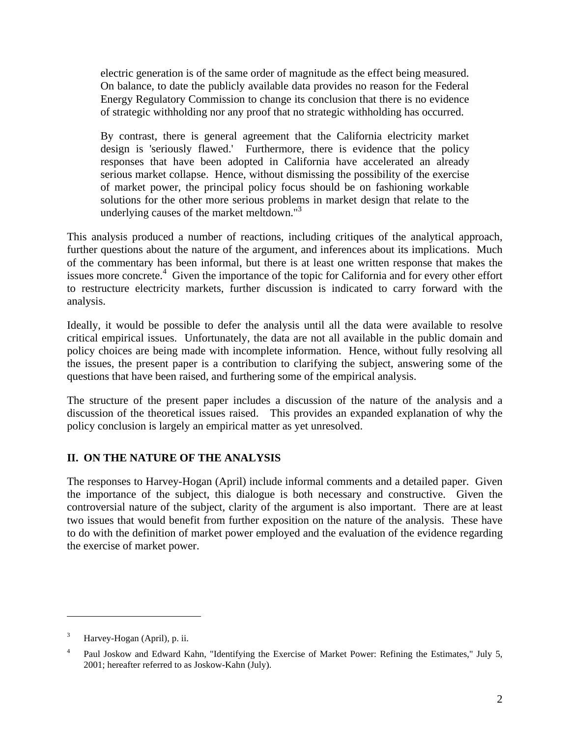> electric generation is of the same order of magnitude as the effect being measured. On balance, to date the publicly available data provides no reason for the Federal Energy Regulatory Commission to change its conclusion that there is no evidence of strategic withholding nor any proof that no strategic withholding has occurred.
>
> By contrast, there is general agreement that the California electricity market design is 'seriously flawed.' Furthermore, there is evidence that the policy responses that have been adopted in California have accelerated an already serious market collapse. Hence, without dismissing the possibility of the exercise of market power, the principal policy focus should be on fashioning workable solutions for the other more serious problems in market design that relate to the underlying causes of the market meltdown."[3]

This analysis produced a number of reactions, including critiques of the analytical approach, further questions about the nature of the argument, and inferences about its implications. Much of the commentary has been informal, but there is at least one written response that makes the issues more concrete.[4] Given the importance of the topic for California and for every other effort to restructure electricity markets, further discussion is indicated to carry forward with the analysis.

Ideally, it would be possible to defer the analysis until all the data were available to resolve critical empirical issues. Unfortunately, the data are not all available in the public domain and policy choices are being made with incomplete information. Hence, without fully resolving all the issues, the present paper is a contribution to clarifying the subject, answering some of the questions that have been raised, and furthering some of the empirical analysis.

The structure of the present paper includes a discussion of the nature of the analysis and a discussion of the theoretical issues raised. This provides an expanded explanation of why the policy conclusion is largely an empirical matter as yet unresolved.

## II. ON THE NATURE OF THE ANALYSIS

The responses to Harvey-Hogan (April) include informal comments and a detailed paper. Given the importance of the subject, this dialogue is both necessary and constructive. Given the controversial nature of the subject, clarity of the argument is also important. There are at least two issues that would benefit from further exposition on the nature of the analysis. These have to do with the definition of market power employed and the evaluation of the evidence regarding the exercise of market power.

---

[3] Harvey-Hogan (April), p. ii.

[4] Paul Joskow and Edward Kahn, "Identifying the Exercise of Market Power: Refining the Estimates," July 5, 2001; hereafter referred to as Joskow-Kahn (July).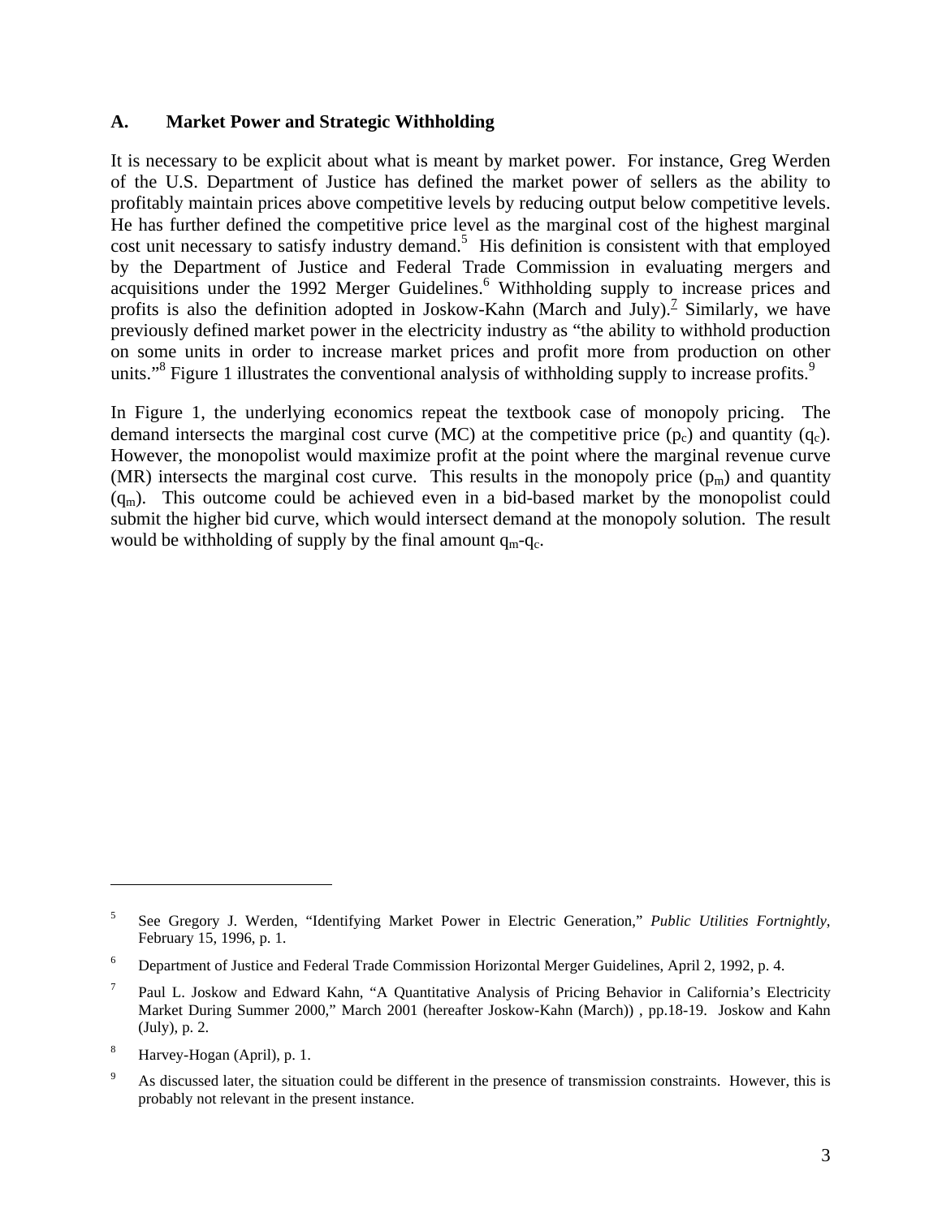### A. Market Power and Strategic Withholding

It is necessary to be explicit about what is meant by market power. For instance, Greg Werden of the U.S. Department of Justice has defined the market power of sellers as the ability to profitably maintain prices above competitive levels by reducing output below competitive levels. He has further defined the competitive price level as the marginal cost of the highest marginal cost unit necessary to satisfy industry demand.[5] His definition is consistent with that employed by the Department of Justice and Federal Trade Commission in evaluating mergers and acquisitions under the 1992 Merger Guidelines.[6] Withholding supply to increase prices and profits is also the definition adopted in Joskow-Kahn (March and July).[7] Similarly, we have previously defined market power in the electricity industry as "the ability to withhold production on some units in order to increase market prices and profit more from production on other units."[8] Figure 1 illustrates the conventional analysis of withholding supply to increase profits.[9]

In Figure 1, the underlying economics repeat the textbook case of monopoly pricing. The demand intersects the marginal cost curve (MC) at the competitive price ($p_c$) and quantity ($q_c$). However, the monopolist would maximize profit at the point where the marginal revenue curve (MR) intersects the marginal cost curve. This results in the monopoly price ($p_m$) and quantity ($q_m$). This outcome could be achieved even in a bid-based market by the monopolist could submit the higher bid curve, which would intersect demand at the monopoly solution. The result would be withholding of supply by the final amount $q_m$-$q_c$.

---

[5] See Gregory J. Werden, "Identifying Market Power in Electric Generation," *Public Utilities Fortnightly*, February 15, 1996, p. 1.

[6] Department of Justice and Federal Trade Commission Horizontal Merger Guidelines, April 2, 1992, p. 4.

[7] Paul L. Joskow and Edward Kahn, "A Quantitative Analysis of Pricing Behavior in California's Electricity Market During Summer 2000," March 2001 (hereafter Joskow-Kahn (March)) , pp.18-19. Joskow and Kahn (July), p. 2.

[8] Harvey-Hogan (April), p. 1.

[9] As discussed later, the situation could be different in the presence of transmission constraints. However, this is probably not relevant in the present instance.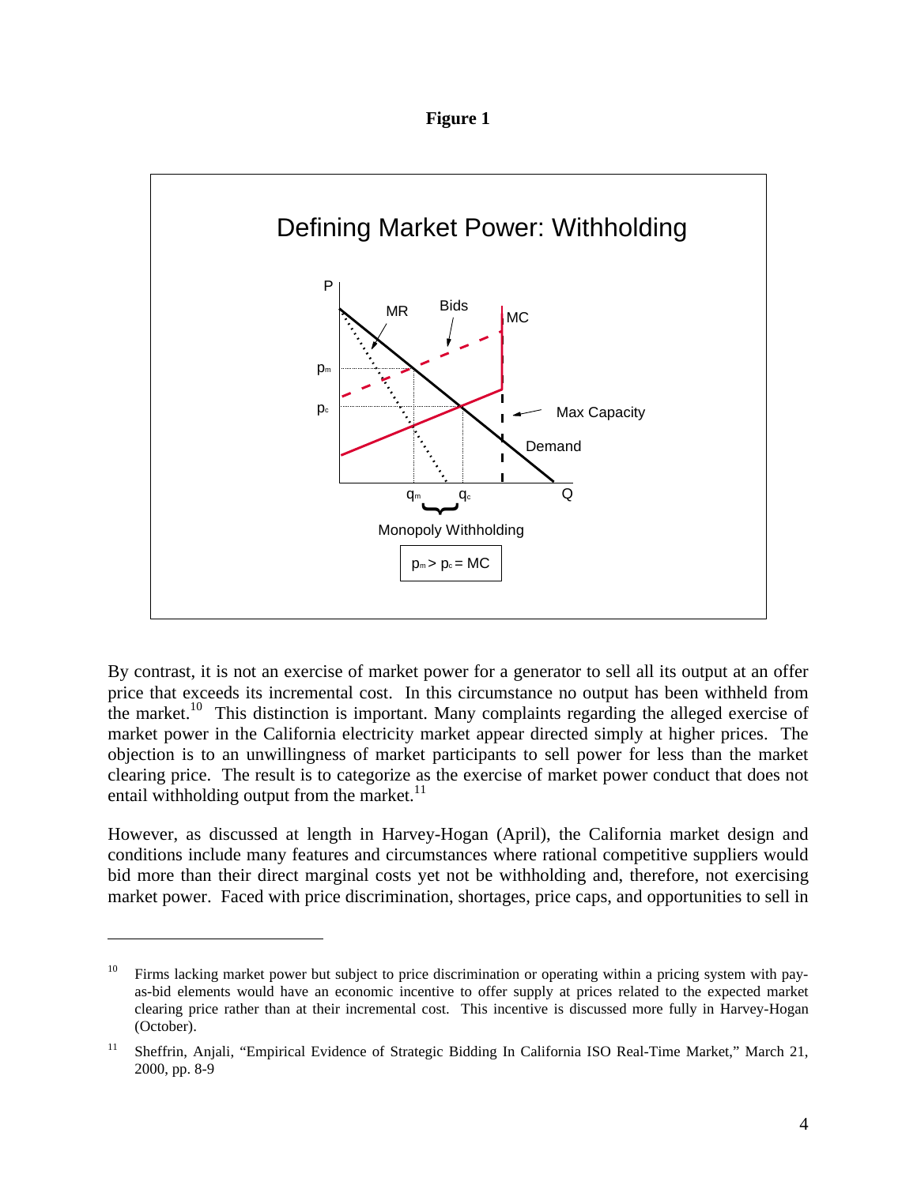**Figure 1**

Defining Market Power: Withholding

$p_m > p_c = MC$

By contrast, it is not an exercise of market power for a generator to sell all its output at an offer price that exceeds its incremental cost. In this circumstance no output has been withheld from the market.[10] This distinction is important. Many complaints regarding the alleged exercise of market power in the California electricity market appear directed simply at higher prices. The objection is to an unwillingness of market participants to sell power for less than the market clearing price. The result is to categorize as the exercise of market power conduct that does not entail withholding output from the market.[11]

However, as discussed at length in Harvey-Hogan (April), the California market design and conditions include many features and circumstances where rational competitive suppliers would bid more than their direct marginal costs yet not be withholding and, therefore, not exercising market power. Faced with price discrimination, shortages, price caps, and opportunities to sell in

---

[10] Firms lacking market power but subject to price discrimination or operating within a pricing system with pay-as-bid elements would have an economic incentive to offer supply at prices related to the expected market clearing price rather than at their incremental cost. This incentive is discussed more fully in Harvey-Hogan (October).

[11] Sheffrin, Anjali, "Empirical Evidence of Strategic Bidding In California ISO Real-Time Market," March 21, 2000, pp. 8-9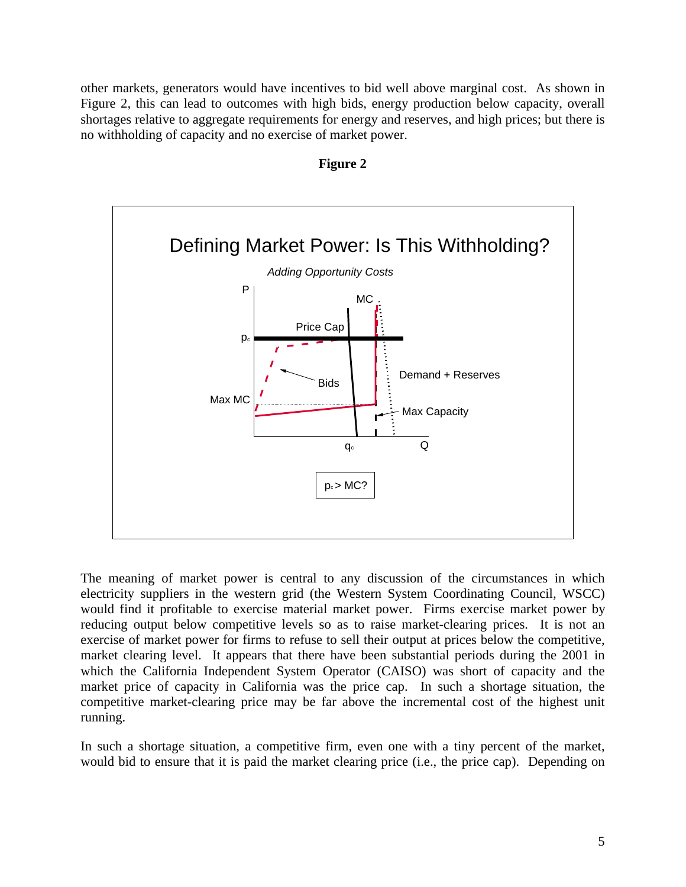other markets, generators would have incentives to bid well above marginal cost. As shown in Figure 2, this can lead to outcomes with high bids, energy production below capacity, overall shortages relative to aggregate requirements for energy and reserves, and high prices; but there is no withholding of capacity and no exercise of market power.

**Figure 2**

Defining Market Power: Is This Withholding?

*Adding Opportunity Costs*

P, MC, Price Cap, $p_c$, Demand + Reserves, Bids, Max MC, Max Capacity, $q_c$, Q

$p_c$ > MC?

The meaning of market power is central to any discussion of the circumstances in which electricity suppliers in the western grid (the Western System Coordinating Council, WSCC) would find it profitable to exercise material market power. Firms exercise market power by reducing output below competitive levels so as to raise market-clearing prices. It is not an exercise of market power for firms to refuse to sell their output at prices below the competitive, market clearing level. It appears that there have been substantial periods during the 2001 in which the California Independent System Operator (CAISO) was short of capacity and the market price of capacity in California was the price cap. In such a shortage situation, the competitive market-clearing price may be far above the incremental cost of the highest unit running.

In such a shortage situation, a competitive firm, even one with a tiny percent of the market, would bid to ensure that it is paid the market clearing price (i.e., the price cap). Depending on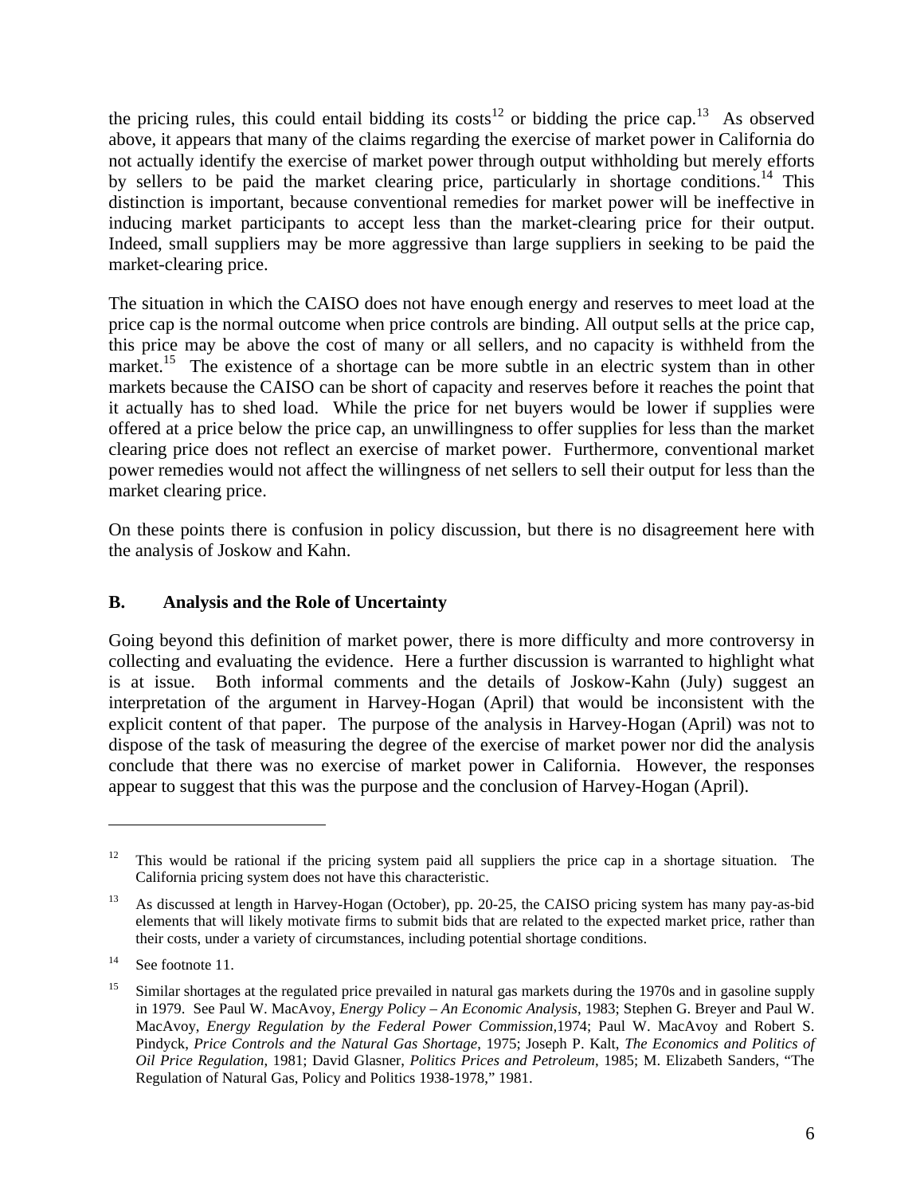the pricing rules, this could entail bidding its costs[12] or bidding the price cap.[13] As observed above, it appears that many of the claims regarding the exercise of market power in California do not actually identify the exercise of market power through output withholding but merely efforts by sellers to be paid the market clearing price, particularly in shortage conditions.[14] This distinction is important, because conventional remedies for market power will be ineffective in inducing market participants to accept less than the market-clearing price for their output. Indeed, small suppliers may be more aggressive than large suppliers in seeking to be paid the market-clearing price.

The situation in which the CAISO does not have enough energy and reserves to meet load at the price cap is the normal outcome when price controls are binding. All output sells at the price cap, this price may be above the cost of many or all sellers, and no capacity is withheld from the market.[15] The existence of a shortage can be more subtle in an electric system than in other markets because the CAISO can be short of capacity and reserves before it reaches the point that it actually has to shed load. While the price for net buyers would be lower if supplies were offered at a price below the price cap, an unwillingness to offer supplies for less than the market clearing price does not reflect an exercise of market power. Furthermore, conventional market power remedies would not affect the willingness of net sellers to sell their output for less than the market clearing price.

On these points there is confusion in policy discussion, but there is no disagreement here with the analysis of Joskow and Kahn.

## B. Analysis and the Role of Uncertainty

Going beyond this definition of market power, there is more difficulty and more controversy in collecting and evaluating the evidence. Here a further discussion is warranted to highlight what is at issue. Both informal comments and the details of Joskow-Kahn (July) suggest an interpretation of the argument in Harvey-Hogan (April) that would be inconsistent with the explicit content of that paper. The purpose of the analysis in Harvey-Hogan (April) was not to dispose of the task of measuring the degree of the exercise of market power nor did the analysis conclude that there was no exercise of market power in California. However, the responses appear to suggest that this was the purpose and the conclusion of Harvey-Hogan (April).

---

[12] This would be rational if the pricing system paid all suppliers the price cap in a shortage situation. The California pricing system does not have this characteristic.

[13] As discussed at length in Harvey-Hogan (October), pp. 20-25, the CAISO pricing system has many pay-as-bid elements that will likely motivate firms to submit bids that are related to the expected market price, rather than their costs, under a variety of circumstances, including potential shortage conditions.

[14] See footnote 11.

[15] Similar shortages at the regulated price prevailed in natural gas markets during the 1970s and in gasoline supply in 1979. See Paul W. MacAvoy, *Energy Policy – An Economic Analysis*, 1983; Stephen G. Breyer and Paul W. MacAvoy, *Energy Regulation by the Federal Power Commission*,1974; Paul W. MacAvoy and Robert S. Pindyck, *Price Controls and the Natural Gas Shortage*, 1975; Joseph P. Kalt, *The Economics and Politics of Oil Price Regulation*, 1981; David Glasner, *Politics Prices and Petroleum*, 1985; M. Elizabeth Sanders, "The Regulation of Natural Gas, Policy and Politics 1938-1978," 1981.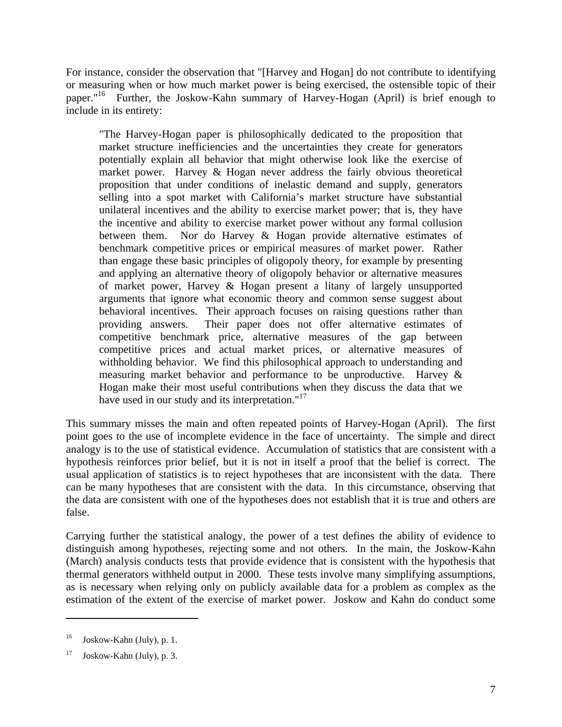For instance, consider the observation that "[Harvey and Hogan] do not contribute to identifying or measuring when or how much market power is being exercised, the ostensible topic of their paper."[16] Further, the Joskow-Kahn summary of Harvey-Hogan (April) is brief enough to include in its entirety:

> "The Harvey-Hogan paper is philosophically dedicated to the proposition that market structure inefficiencies and the uncertainties they create for generators potentially explain all behavior that might otherwise look like the exercise of market power. Harvey & Hogan never address the fairly obvious theoretical proposition that under conditions of inelastic demand and supply, generators selling into a spot market with California's market structure have substantial unilateral incentives and the ability to exercise market power; that is, they have the incentive and ability to exercise market power without any formal collusion between them. Nor do Harvey & Hogan provide alternative estimates of benchmark competitive prices or empirical measures of market power. Rather than engage these basic principles of oligopoly theory, for example by presenting and applying an alternative theory of oligopoly behavior or alternative measures of market power, Harvey & Hogan present a litany of largely unsupported arguments that ignore what economic theory and common sense suggest about behavioral incentives. Their approach focuses on raising questions rather than providing answers. Their paper does not offer alternative estimates of competitive benchmark price, alternative measures of the gap between competitive prices and actual market prices, or alternative measures of withholding behavior. We find this philosophical approach to understanding and measuring market behavior and performance to be unproductive. Harvey & Hogan make their most useful contributions when they discuss the data that we have used in our study and its interpretation."[17]

This summary misses the main and often repeated points of Harvey-Hogan (April). The first point goes to the use of incomplete evidence in the face of uncertainty. The simple and direct analogy is to the use of statistical evidence. Accumulation of statistics that are consistent with a hypothesis reinforces prior belief, but it is not in itself a proof that the belief is correct. The usual application of statistics is to reject hypotheses that are inconsistent with the data. There can be many hypotheses that are consistent with the data. In this circumstance, observing that the data are consistent with one of the hypotheses does not establish that it is true and others are false.

Carrying further the statistical analogy, the power of a test defines the ability of evidence to distinguish among hypotheses, rejecting some and not others. In the main, the Joskow-Kahn (March) analysis conducts tests that provide evidence that is consistent with the hypothesis that thermal generators withheld output in 2000. These tests involve many simplifying assumptions, as is necessary when relying only on publicly available data for a problem as complex as the estimation of the extent of the exercise of market power. Joskow and Kahn do conduct some

---

[16] Joskow-Kahn (July), p. 1.

[17] Joskow-Kahn (July), p. 3.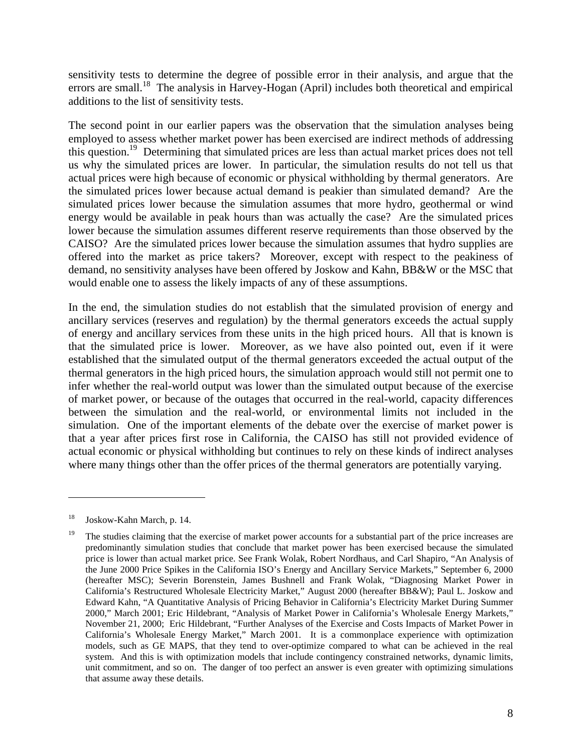sensitivity tests to determine the degree of possible error in their analysis, and argue that the errors are small.[18] The analysis in Harvey-Hogan (April) includes both theoretical and empirical additions to the list of sensitivity tests.

The second point in our earlier papers was the observation that the simulation analyses being employed to assess whether market power has been exercised are indirect methods of addressing this question.[19] Determining that simulated prices are less than actual market prices does not tell us why the simulated prices are lower. In particular, the simulation results do not tell us that actual prices were high because of economic or physical withholding by thermal generators. Are the simulated prices lower because actual demand is peakier than simulated demand? Are the simulated prices lower because the simulation assumes that more hydro, geothermal or wind energy would be available in peak hours than was actually the case? Are the simulated prices lower because the simulation assumes different reserve requirements than those observed by the CAISO? Are the simulated prices lower because the simulation assumes that hydro supplies are offered into the market as price takers? Moreover, except with respect to the peakiness of demand, no sensitivity analyses have been offered by Joskow and Kahn, BB&W or the MSC that would enable one to assess the likely impacts of any of these assumptions.

In the end, the simulation studies do not establish that the simulated provision of energy and ancillary services (reserves and regulation) by the thermal generators exceeds the actual supply of energy and ancillary services from these units in the high priced hours. All that is known is that the simulated price is lower. Moreover, as we have also pointed out, even if it were established that the simulated output of the thermal generators exceeded the actual output of the thermal generators in the high priced hours, the simulation approach would still not permit one to infer whether the real-world output was lower than the simulated output because of the exercise of market power, or because of the outages that occurred in the real-world, capacity differences between the simulation and the real-world, or environmental limits not included in the simulation. One of the important elements of the debate over the exercise of market power is that a year after prices first rose in California, the CAISO has still not provided evidence of actual economic or physical withholding but continues to rely on these kinds of indirect analyses where many things other than the offer prices of the thermal generators are potentially varying.

---

[18] Joskow-Kahn March, p. 14.

[19] The studies claiming that the exercise of market power accounts for a substantial part of the price increases are predominantly simulation studies that conclude that market power has been exercised because the simulated price is lower than actual market price. See Frank Wolak, Robert Nordhaus, and Carl Shapiro, "An Analysis of the June 2000 Price Spikes in the California ISO's Energy and Ancillary Service Markets," September 6, 2000 (hereafter MSC); Severin Borenstein, James Bushnell and Frank Wolak, "Diagnosing Market Power in California's Restructured Wholesale Electricity Market," August 2000 (hereafter BB&W); Paul L. Joskow and Edward Kahn, "A Quantitative Analysis of Pricing Behavior in California's Electricity Market During Summer 2000," March 2001; Eric Hildebrant, "Analysis of Market Power in California's Wholesale Energy Markets," November 21, 2000; Eric Hildebrant, "Further Analyses of the Exercise and Costs Impacts of Market Power in California's Wholesale Energy Market," March 2001. It is a commonplace experience with optimization models, such as GE MAPS, that they tend to over-optimize compared to what can be achieved in the real system. And this is with optimization models that include contingency constrained networks, dynamic limits, unit commitment, and so on. The danger of too perfect an answer is even greater with optimizing simulations that assume away these details.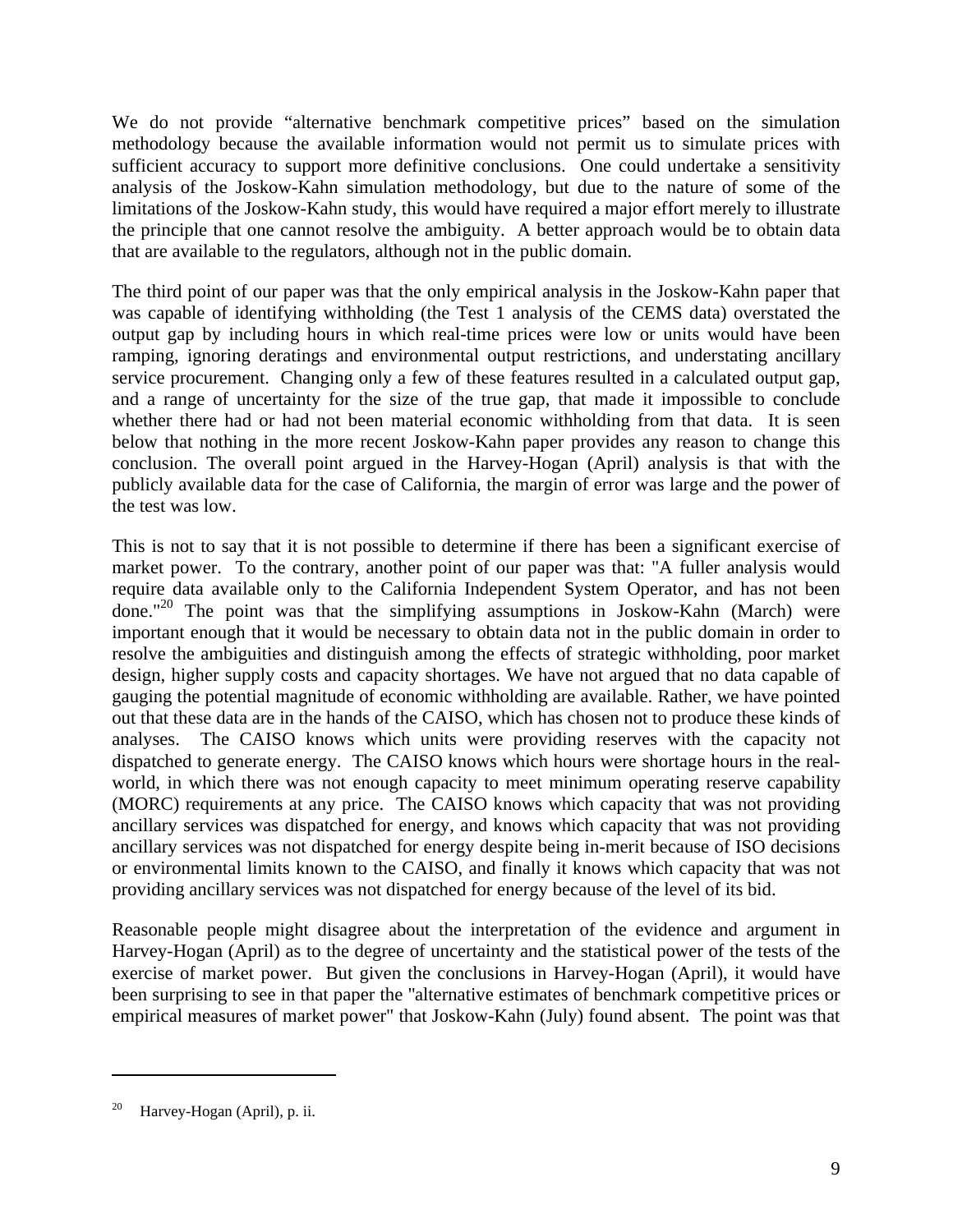We do not provide "alternative benchmark competitive prices" based on the simulation methodology because the available information would not permit us to simulate prices with sufficient accuracy to support more definitive conclusions. One could undertake a sensitivity analysis of the Joskow-Kahn simulation methodology, but due to the nature of some of the limitations of the Joskow-Kahn study, this would have required a major effort merely to illustrate the principle that one cannot resolve the ambiguity. A better approach would be to obtain data that are available to the regulators, although not in the public domain.

The third point of our paper was that the only empirical analysis in the Joskow-Kahn paper that was capable of identifying withholding (the Test 1 analysis of the CEMS data) overstated the output gap by including hours in which real-time prices were low or units would have been ramping, ignoring deratings and environmental output restrictions, and understating ancillary service procurement. Changing only a few of these features resulted in a calculated output gap, and a range of uncertainty for the size of the true gap, that made it impossible to conclude whether there had or had not been material economic withholding from that data. It is seen below that nothing in the more recent Joskow-Kahn paper provides any reason to change this conclusion. The overall point argued in the Harvey-Hogan (April) analysis is that with the publicly available data for the case of California, the margin of error was large and the power of the test was low.

This is not to say that it is not possible to determine if there has been a significant exercise of market power. To the contrary, another point of our paper was that: "A fuller analysis would require data available only to the California Independent System Operator, and has not been done."[20] The point was that the simplifying assumptions in Joskow-Kahn (March) were important enough that it would be necessary to obtain data not in the public domain in order to resolve the ambiguities and distinguish among the effects of strategic withholding, poor market design, higher supply costs and capacity shortages. We have not argued that no data capable of gauging the potential magnitude of economic withholding are available. Rather, we have pointed out that these data are in the hands of the CAISO, which has chosen not to produce these kinds of analyses. The CAISO knows which units were providing reserves with the capacity not dispatched to generate energy. The CAISO knows which hours were shortage hours in the real-world, in which there was not enough capacity to meet minimum operating reserve capability (MORC) requirements at any price. The CAISO knows which capacity that was not providing ancillary services was dispatched for energy, and knows which capacity that was not providing ancillary services was not dispatched for energy despite being in-merit because of ISO decisions or environmental limits known to the CAISO, and finally it knows which capacity that was not providing ancillary services was not dispatched for energy because of the level of its bid.

Reasonable people might disagree about the interpretation of the evidence and argument in Harvey-Hogan (April) as to the degree of uncertainty and the statistical power of the tests of the exercise of market power. But given the conclusions in Harvey-Hogan (April), it would have been surprising to see in that paper the "alternative estimates of benchmark competitive prices or empirical measures of market power" that Joskow-Kahn (July) found absent. The point was that

[20] Harvey-Hogan (April), p. ii.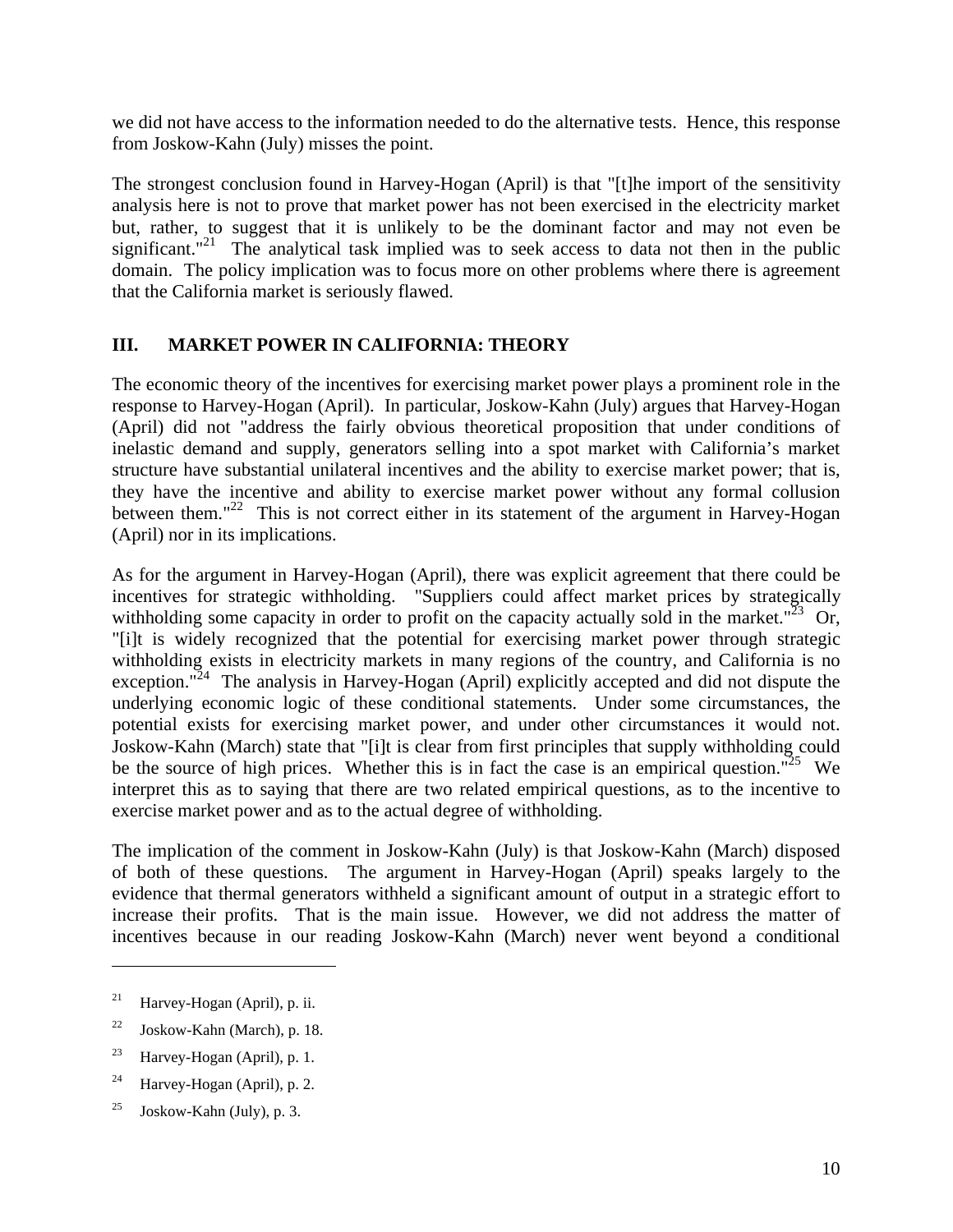we did not have access to the information needed to do the alternative tests. Hence, this response from Joskow-Kahn (July) misses the point.

The strongest conclusion found in Harvey-Hogan (April) is that "[t]he import of the sensitivity analysis here is not to prove that market power has not been exercised in the electricity market but, rather, to suggest that it is unlikely to be the dominant factor and may not even be significant."[21] The analytical task implied was to seek access to data not then in the public domain. The policy implication was to focus more on other problems where there is agreement that the California market is seriously flawed.

## III. MARKET POWER IN CALIFORNIA: THEORY

The economic theory of the incentives for exercising market power plays a prominent role in the response to Harvey-Hogan (April). In particular, Joskow-Kahn (July) argues that Harvey-Hogan (April) did not "address the fairly obvious theoretical proposition that under conditions of inelastic demand and supply, generators selling into a spot market with California's market structure have substantial unilateral incentives and the ability to exercise market power; that is, they have the incentive and ability to exercise market power without any formal collusion between them."[22] This is not correct either in its statement of the argument in Harvey-Hogan (April) nor in its implications.

As for the argument in Harvey-Hogan (April), there was explicit agreement that there could be incentives for strategic withholding. "Suppliers could affect market prices by strategically withholding some capacity in order to profit on the capacity actually sold in the market."[23] Or, "[i]t is widely recognized that the potential for exercising market power through strategic withholding exists in electricity markets in many regions of the country, and California is no exception."[24] The analysis in Harvey-Hogan (April) explicitly accepted and did not dispute the underlying economic logic of these conditional statements. Under some circumstances, the potential exists for exercising market power, and under other circumstances it would not. Joskow-Kahn (March) state that "[i]t is clear from first principles that supply withholding could be the source of high prices. Whether this is in fact the case is an empirical question."[25] We interpret this as to saying that there are two related empirical questions, as to the incentive to exercise market power and as to the actual degree of withholding.

The implication of the comment in Joskow-Kahn (July) is that Joskow-Kahn (March) disposed of both of these questions. The argument in Harvey-Hogan (April) speaks largely to the evidence that thermal generators withheld a significant amount of output in a strategic effort to increase their profits. That is the main issue. However, we did not address the matter of incentives because in our reading Joskow-Kahn (March) never went beyond a conditional

---

[21] Harvey-Hogan (April), p. ii.

[22] Joskow-Kahn (March), p. 18.

[23] Harvey-Hogan (April), p. 1.

[24] Harvey-Hogan (April), p. 2.

[25] Joskow-Kahn (July), p. 3.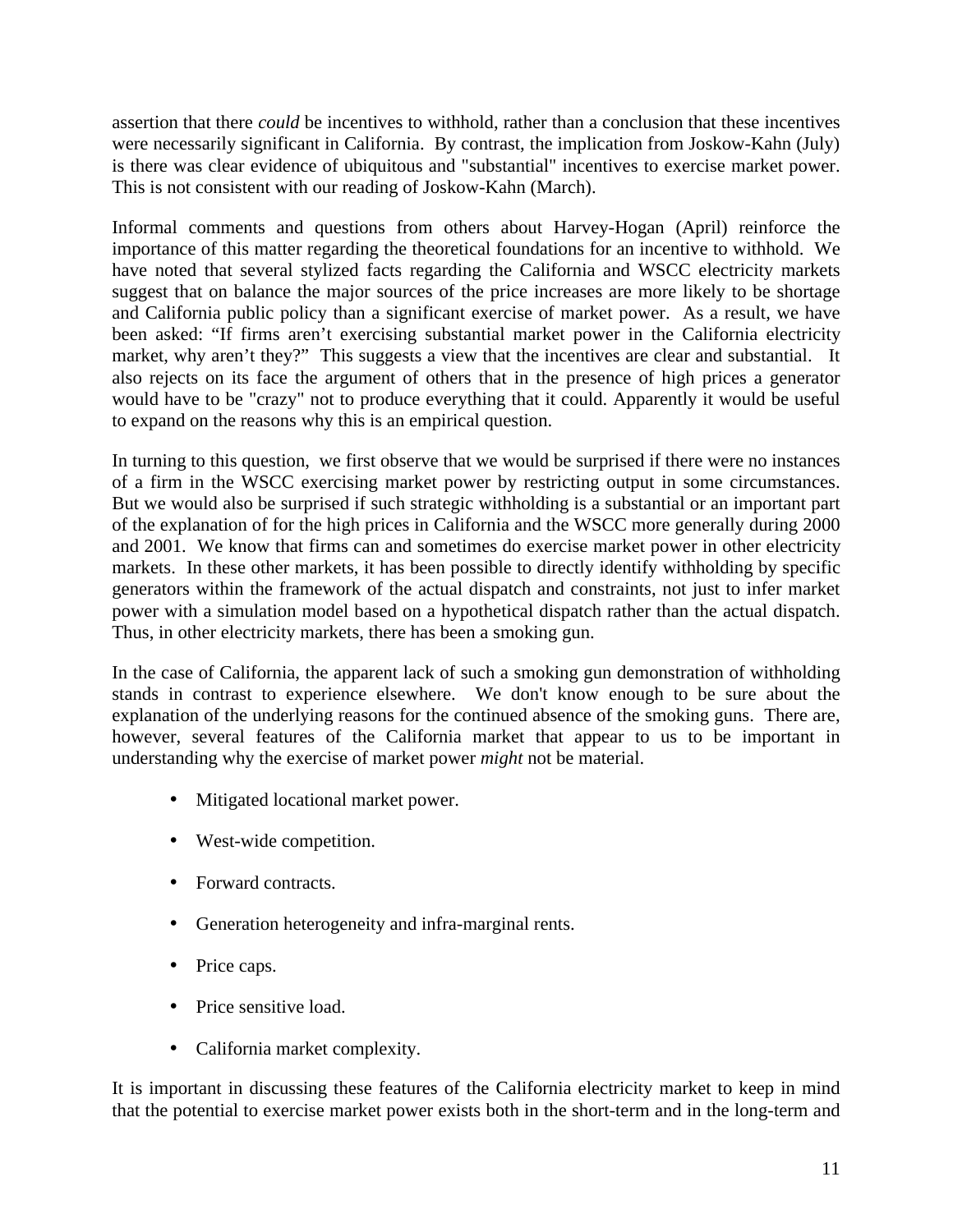assertion that there *could* be incentives to withhold, rather than a conclusion that these incentives were necessarily significant in California. By contrast, the implication from Joskow-Kahn (July) is there was clear evidence of ubiquitous and "substantial" incentives to exercise market power. This is not consistent with our reading of Joskow-Kahn (March).

Informal comments and questions from others about Harvey-Hogan (April) reinforce the importance of this matter regarding the theoretical foundations for an incentive to withhold. We have noted that several stylized facts regarding the California and WSCC electricity markets suggest that on balance the major sources of the price increases are more likely to be shortage and California public policy than a significant exercise of market power. As a result, we have been asked: "If firms aren't exercising substantial market power in the California electricity market, why aren't they?" This suggests a view that the incentives are clear and substantial. It also rejects on its face the argument of others that in the presence of high prices a generator would have to be "crazy" not to produce everything that it could. Apparently it would be useful to expand on the reasons why this is an empirical question.

In turning to this question, we first observe that we would be surprised if there were no instances of a firm in the WSCC exercising market power by restricting output in some circumstances. But we would also be surprised if such strategic withholding is a substantial or an important part of the explanation of for the high prices in California and the WSCC more generally during 2000 and 2001. We know that firms can and sometimes do exercise market power in other electricity markets. In these other markets, it has been possible to directly identify withholding by specific generators within the framework of the actual dispatch and constraints, not just to infer market power with a simulation model based on a hypothetical dispatch rather than the actual dispatch. Thus, in other electricity markets, there has been a smoking gun.

In the case of California, the apparent lack of such a smoking gun demonstration of withholding stands in contrast to experience elsewhere. We don't know enough to be sure about the explanation of the underlying reasons for the continued absence of the smoking guns. There are, however, several features of the California market that appear to us to be important in understanding why the exercise of market power *might* not be material.

- Mitigated locational market power.
- West-wide competition.
- Forward contracts.
- Generation heterogeneity and infra-marginal rents.
- Price caps.
- Price sensitive load.
- California market complexity.

It is important in discussing these features of the California electricity market to keep in mind that the potential to exercise market power exists both in the short-term and in the long-term and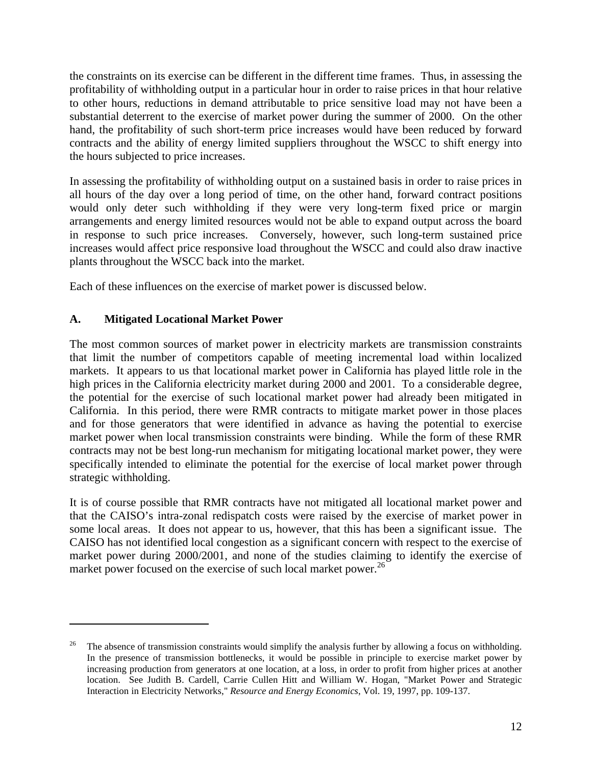the constraints on its exercise can be different in the different time frames. Thus, in assessing the profitability of withholding output in a particular hour in order to raise prices in that hour relative to other hours, reductions in demand attributable to price sensitive load may not have been a substantial deterrent to the exercise of market power during the summer of 2000. On the other hand, the profitability of such short-term price increases would have been reduced by forward contracts and the ability of energy limited suppliers throughout the WSCC to shift energy into the hours subjected to price increases.

In assessing the profitability of withholding output on a sustained basis in order to raise prices in all hours of the day over a long period of time, on the other hand, forward contract positions would only deter such withholding if they were very long-term fixed price or margin arrangements and energy limited resources would not be able to expand output across the board in response to such price increases. Conversely, however, such long-term sustained price increases would affect price responsive load throughout the WSCC and could also draw inactive plants throughout the WSCC back into the market.

Each of these influences on the exercise of market power is discussed below.

## A. Mitigated Locational Market Power

The most common sources of market power in electricity markets are transmission constraints that limit the number of competitors capable of meeting incremental load within localized markets. It appears to us that locational market power in California has played little role in the high prices in the California electricity market during 2000 and 2001. To a considerable degree, the potential for the exercise of such locational market power had already been mitigated in California. In this period, there were RMR contracts to mitigate market power in those places and for those generators that were identified in advance as having the potential to exercise market power when local transmission constraints were binding. While the form of these RMR contracts may not be best long-run mechanism for mitigating locational market power, they were specifically intended to eliminate the potential for the exercise of local market power through strategic withholding.

It is of course possible that RMR contracts have not mitigated all locational market power and that the CAISO's intra-zonal redispatch costs were raised by the exercise of market power in some local areas. It does not appear to us, however, that this has been a significant issue. The CAISO has not identified local congestion as a significant concern with respect to the exercise of market power during 2000/2001, and none of the studies claiming to identify the exercise of market power focused on the exercise of such local market power.[26]

---

[26] The absence of transmission constraints would simplify the analysis further by allowing a focus on withholding. In the presence of transmission bottlenecks, it would be possible in principle to exercise market power by increasing production from generators at one location, at a loss, in order to profit from higher prices at another location. See Judith B. Cardell, Carrie Cullen Hitt and William W. Hogan, "Market Power and Strategic Interaction in Electricity Networks," *Resource and Energy Economics*, Vol. 19, 1997, pp. 109-137.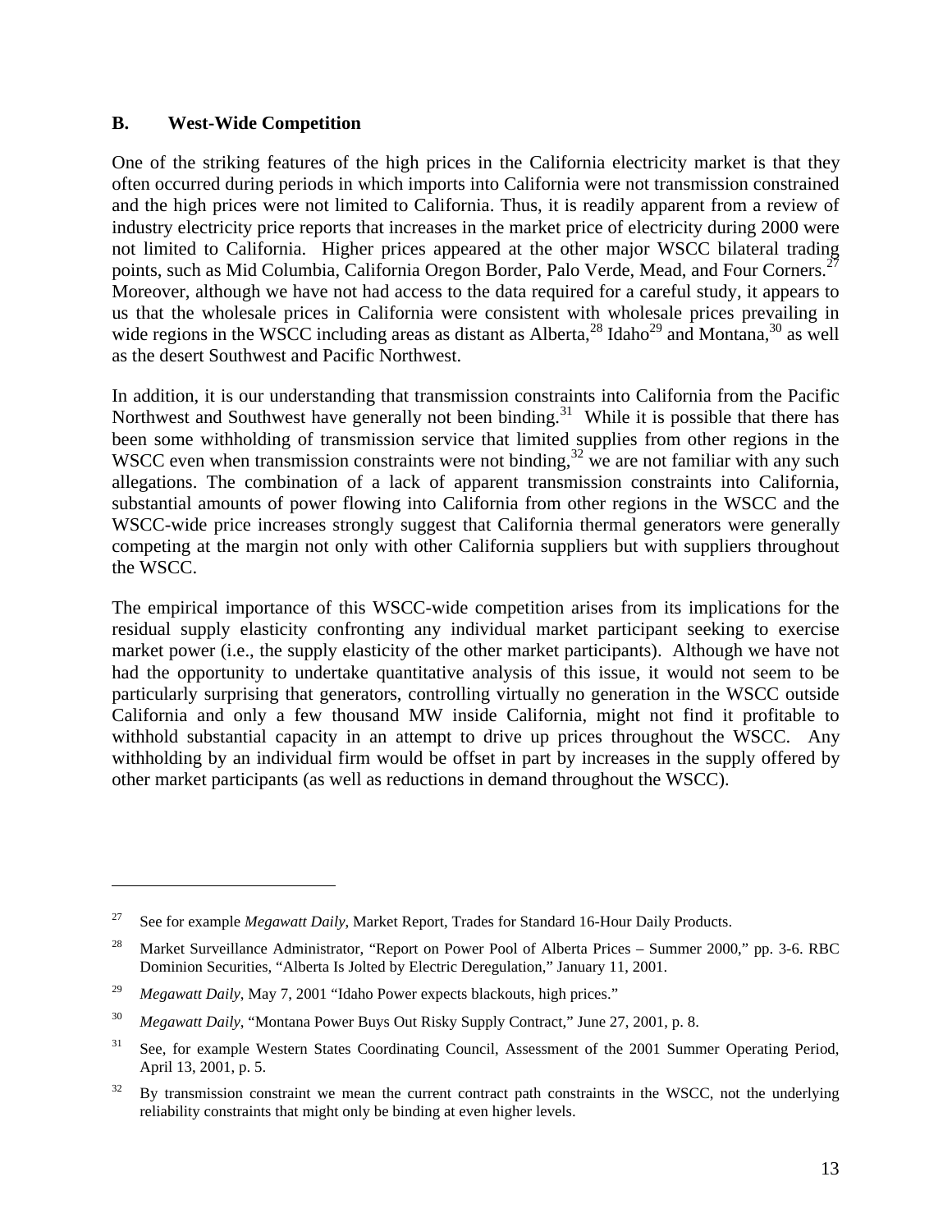### B. West-Wide Competition

One of the striking features of the high prices in the California electricity market is that they often occurred during periods in which imports into California were not transmission constrained and the high prices were not limited to California. Thus, it is readily apparent from a review of industry electricity price reports that increases in the market price of electricity during 2000 were not limited to California. Higher prices appeared at the other major WSCC bilateral trading points, such as Mid Columbia, California Oregon Border, Palo Verde, Mead, and Four Corners.[27] Moreover, although we have not had access to the data required for a careful study, it appears to us that the wholesale prices in California were consistent with wholesale prices prevailing in wide regions in the WSCC including areas as distant as Alberta,[28] Idaho[29] and Montana,[30] as well as the desert Southwest and Pacific Northwest.

In addition, it is our understanding that transmission constraints into California from the Pacific Northwest and Southwest have generally not been binding.[31] While it is possible that there has been some withholding of transmission service that limited supplies from other regions in the WSCC even when transmission constraints were not binding,[32] we are not familiar with any such allegations. The combination of a lack of apparent transmission constraints into California, substantial amounts of power flowing into California from other regions in the WSCC and the WSCC-wide price increases strongly suggest that California thermal generators were generally competing at the margin not only with other California suppliers but with suppliers throughout the WSCC.

The empirical importance of this WSCC-wide competition arises from its implications for the residual supply elasticity confronting any individual market participant seeking to exercise market power (i.e., the supply elasticity of the other market participants). Although we have not had the opportunity to undertake quantitative analysis of this issue, it would not seem to be particularly surprising that generators, controlling virtually no generation in the WSCC outside California and only a few thousand MW inside California, might not find it profitable to withhold substantial capacity in an attempt to drive up prices throughout the WSCC. Any withholding by an individual firm would be offset in part by increases in the supply offered by other market participants (as well as reductions in demand throughout the WSCC).

---

[27] See for example *Megawatt Daily*, Market Report, Trades for Standard 16-Hour Daily Products.

[28] Market Surveillance Administrator, "Report on Power Pool of Alberta Prices – Summer 2000," pp. 3-6. RBC Dominion Securities, "Alberta Is Jolted by Electric Deregulation," January 11, 2001.

[29] *Megawatt Daily*, May 7, 2001 "Idaho Power expects blackouts, high prices."

[30] *Megawatt Daily*, "Montana Power Buys Out Risky Supply Contract," June 27, 2001, p. 8.

[31] See, for example Western States Coordinating Council, Assessment of the 2001 Summer Operating Period, April 13, 2001, p. 5.

[32] By transmission constraint we mean the current contract path constraints in the WSCC, not the underlying reliability constraints that might only be binding at even higher levels.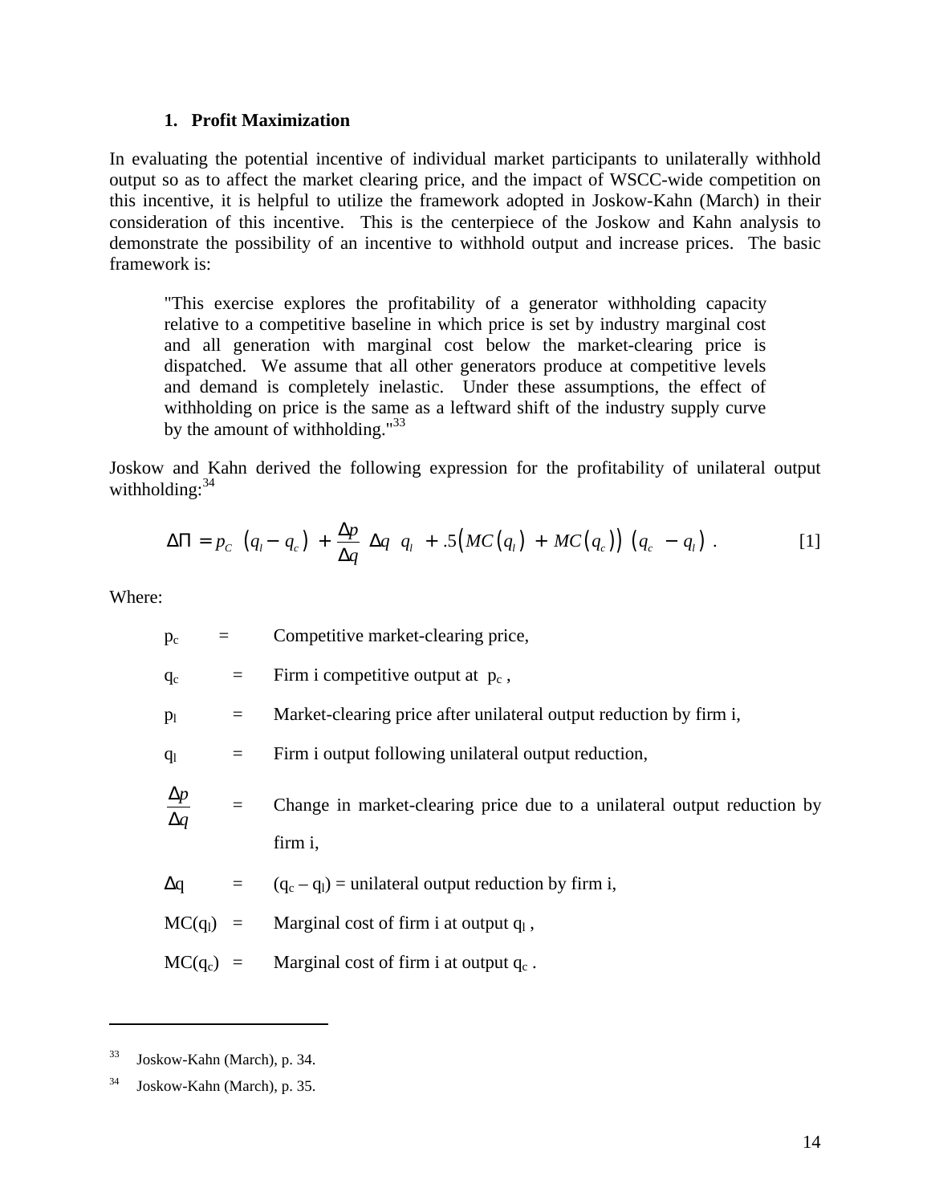#### 1. Profit Maximization

In evaluating the potential incentive of individual market participants to unilaterally withhold output so as to affect the market clearing price, and the impact of WSCC-wide competition on this incentive, it is helpful to utilize the framework adopted in Joskow-Kahn (March) in their consideration of this incentive. This is the centerpiece of the Joskow and Kahn analysis to demonstrate the possibility of an incentive to withhold output and increase prices. The basic framework is:

> "This exercise explores the profitability of a generator withholding capacity relative to a competitive baseline in which price is set by industry marginal cost and all generation with marginal cost below the market-clearing price is dispatched. We assume that all other generators produce at competitive levels and demand is completely inelastic. Under these assumptions, the effect of withholding on price is the same as a leftward shift of the industry supply curve by the amount of withholding."[33]

Joskow and Kahn derived the following expression for the profitability of unilateral output withholding:[34]

$$\Delta\Pi = p_C \left(q_l - q_c\right) + \frac{\Delta p}{\Delta q} \Delta q \; q_l + .5\left(MC\left(q_l\right) + MC\left(q_c\right)\right)\left(q_c - q_l\right) . \qquad [1]$$

Where:

| | | |
|---|---|---|
| $p_c$ | = | Competitive market-clearing price, |
| $q_c$ | = | Firm i competitive output at $p_c$ , |
| $p_l$ | = | Market-clearing price after unilateral output reduction by firm i, |
| $q_l$ | = | Firm i output following unilateral output reduction, |
| $\frac{\Delta p}{\Delta q}$ | = | Change in market-clearing price due to a unilateral output reduction by firm i, |
| $\Delta q$ | = | $(q_c - q_l)$ = unilateral output reduction by firm i, |
| $MC(q_l)$ | = | Marginal cost of firm i at output $q_l$ , |
| $MC(q_c)$ | = | Marginal cost of firm i at output $q_c$ . |

---

[33] Joskow-Kahn (March), p. 34.

[34] Joskow-Kahn (March), p. 35.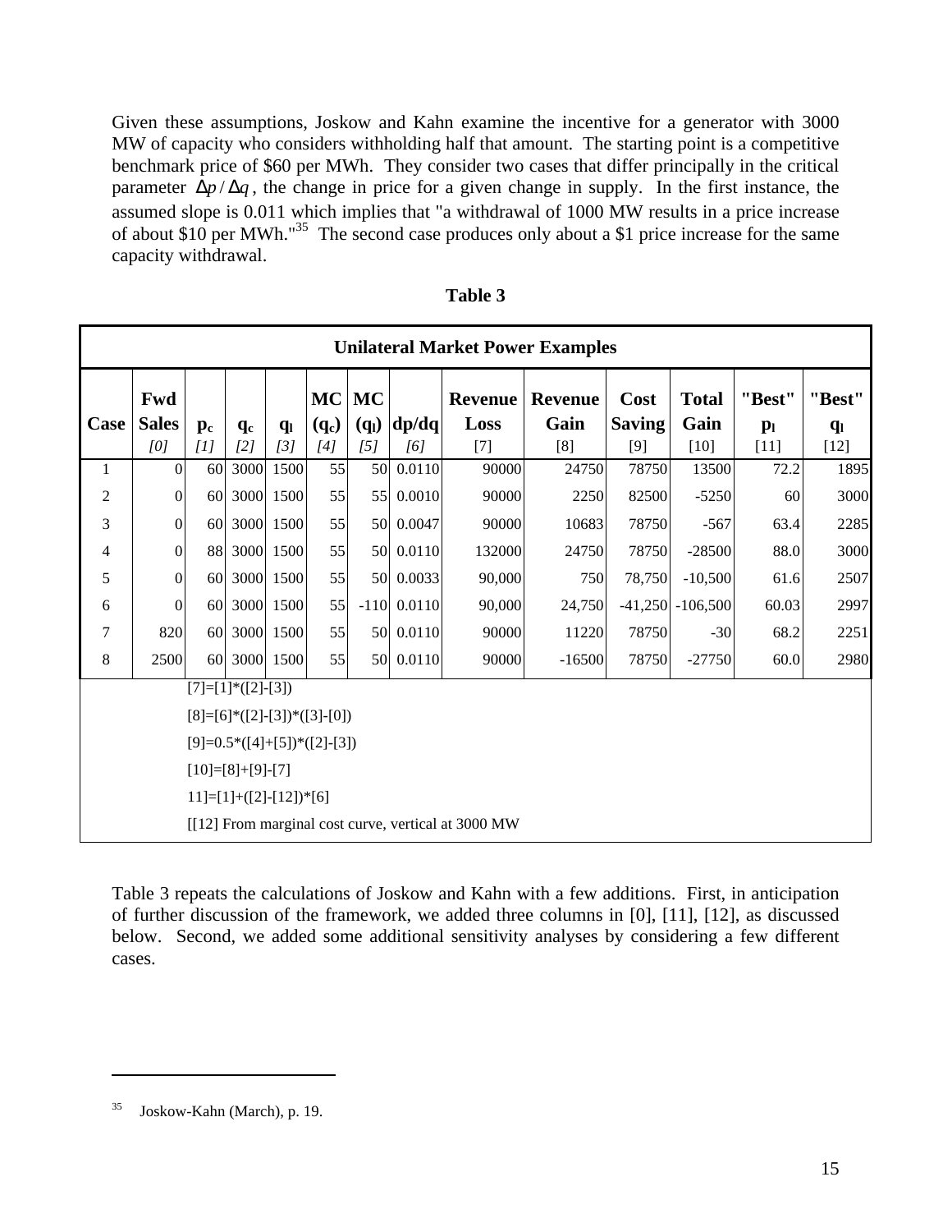Given these assumptions, Joskow and Kahn examine the incentive for a generator with 3000 MW of capacity who considers withholding half that amount. The starting point is a competitive benchmark price of $60 per MWh. They consider two cases that differ principally in the critical parameter $\Delta p / \Delta q$, the change in price for a given change in supply. In the first instance, the assumed slope is 0.011 which implies that "a withdrawal of 1000 MW results in a price increase of about $10 per MWh."[35] The second case produces only about a $1 price increase for the same capacity withdrawal.

**Table 3**

| Unilateral Market Power Examples | | | | | | | | | | | | | |
|---|---|---|---|---|---|---|---|---|---|---|---|---|---|
| Case | Fwd Sales *[0]* | $p_c$ *[1]* | $q_c$ *[2]* | $q_l$ *[3]* | MC ($q_c$) *[4]* | MC ($q_l$) *[5]* | dp/dq *[6]* | Revenue Loss [7] | Revenue Gain [8] | Cost Saving [9] | Total Gain [10] | "Best" $p_l$ [11] | "Best" $q_l$ [12] |
| 1 | 0 | 60 | 3000 | 1500 | 55 | 50 | 0.0110 | 90000 | 24750 | 78750 | 13500 | 72.2 | 1895 |
| 2 | 0 | 60 | 3000 | 1500 | 55 | 55 | 0.0010 | 90000 | 2250 | 82500 | -5250 | 60 | 3000 |
| 3 | 0 | 60 | 3000 | 1500 | 55 | 50 | 0.0047 | 90000 | 10683 | 78750 | -567 | 63.4 | 2285 |
| 4 | 0 | 88 | 3000 | 1500 | 55 | 50 | 0.0110 | 132000 | 24750 | 78750 | -28500 | 88.0 | 3000 |
| 5 | 0 | 60 | 3000 | 1500 | 55 | 50 | 0.0033 | 90,000 | 750 | 78,750 | -10,500 | 61.6 | 2507 |
| 6 | 0 | 60 | 3000 | 1500 | 55 | -110 | 0.0110 | 90,000 | 24,750 | -41,250 | -106,500 | 60.03 | 2997 |
| 7 | 820 | 60 | 3000 | 1500 | 55 | 50 | 0.0110 | 90000 | 11220 | 78750 | -30 | 68.2 | 2251 |
| 8 | 2500 | 60 | 3000 | 1500 | 55 | 50 | 0.0110 | 90000 | -16500 | 78750 | -27750 | 60.0 | 2980 |

[7]=[1]*([2]-[3])

[8]=[6]*([2]-[3])*([3]-[0])

[9]=0.5*([4]+[5])*([2]-[3])

[10]=[8]+[9]-[7]

11]=[1]+([2]-[12])*[6]

[[12] From marginal cost curve, vertical at 3000 MW

Table 3 repeats the calculations of Joskow and Kahn with a few additions. First, in anticipation of further discussion of the framework, we added three columns in [0], [11], [12], as discussed below. Second, we added some additional sensitivity analyses by considering a few different cases.

---

[35] Joskow-Kahn (March), p. 19.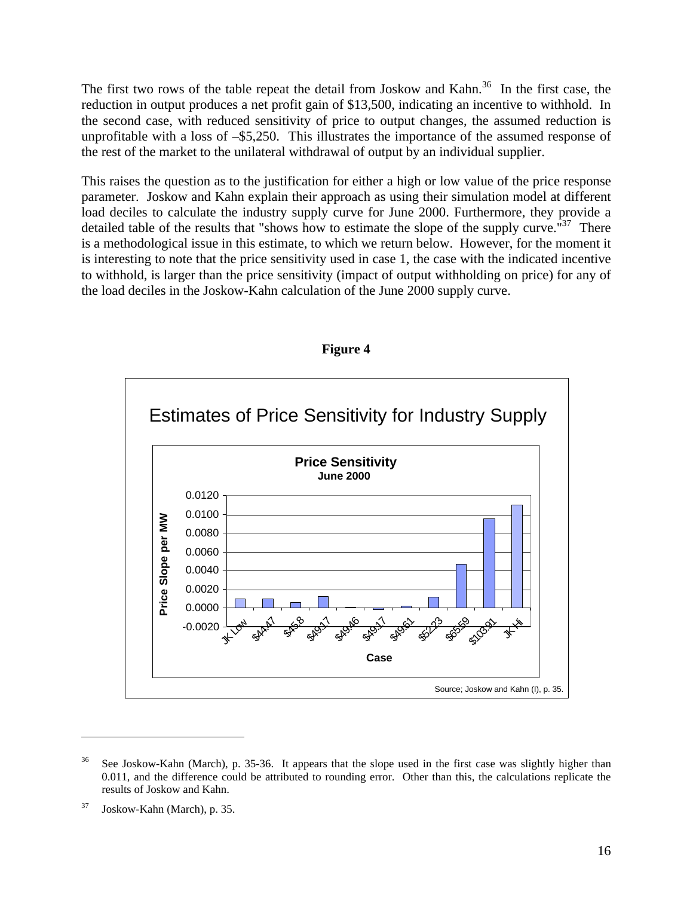The first two rows of the table repeat the detail from Joskow and Kahn.[36] In the first case, the reduction in output produces a net profit gain of $13,500, indicating an incentive to withhold. In the second case, with reduced sensitivity of price to output changes, the assumed reduction is unprofitable with a loss of –$5,250. This illustrates the importance of the assumed response of the rest of the market to the unilateral withdrawal of output by an individual supplier.

This raises the question as to the justification for either a high or low value of the price response parameter. Joskow and Kahn explain their approach as using their simulation model at different load deciles to calculate the industry supply curve for June 2000. Furthermore, they provide a detailed table of the results that "shows how to estimate the slope of the supply curve."[37] There is a methodological issue in this estimate, to which we return below. However, for the moment it is interesting to note that the price sensitivity used in case 1, the case with the indicated incentive to withhold, is larger than the price sensitivity (impact of output withholding on price) for any of the load deciles in the Joskow-Kahn calculation of the June 2000 supply curve.

**Figure 4**

Estimates of Price Sensitivity for Industry Supply

**Price Sensitivity**
**June 2000**

Price Slope per MW (y-axis: -0.0020 to 0.0120); Case (x-axis): JK Low, $44.47, $45.8, $49.17, $49.46, $49.17, $49.61, $52.23, $65.59, $103.91, JK Hi

Source; Joskow and Kahn (I), p. 35.

---

[36] See Joskow-Kahn (March), p. 35-36. It appears that the slope used in the first case was slightly higher than 0.011, and the difference could be attributed to rounding error. Other than this, the calculations replicate the results of Joskow and Kahn.

[37] Joskow-Kahn (March), p. 35.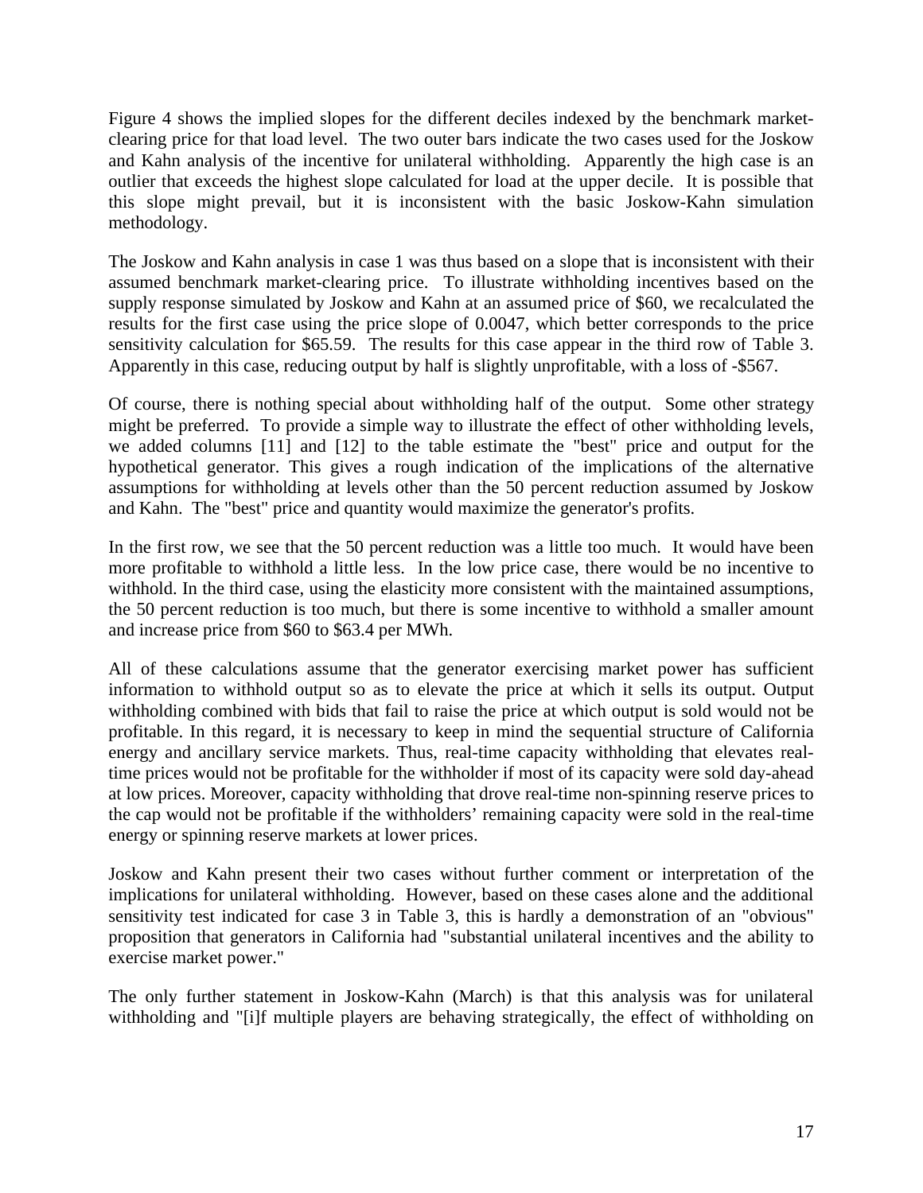Figure 4 shows the implied slopes for the different deciles indexed by the benchmark market-clearing price for that load level. The two outer bars indicate the two cases used for the Joskow and Kahn analysis of the incentive for unilateral withholding. Apparently the high case is an outlier that exceeds the highest slope calculated for load at the upper decile. It is possible that this slope might prevail, but it is inconsistent with the basic Joskow-Kahn simulation methodology.

The Joskow and Kahn analysis in case 1 was thus based on a slope that is inconsistent with their assumed benchmark market-clearing price. To illustrate withholding incentives based on the supply response simulated by Joskow and Kahn at an assumed price of $60, we recalculated the results for the first case using the price slope of 0.0047, which better corresponds to the price sensitivity calculation for $65.59. The results for this case appear in the third row of Table 3. Apparently in this case, reducing output by half is slightly unprofitable, with a loss of -$567.

Of course, there is nothing special about withholding half of the output. Some other strategy might be preferred. To provide a simple way to illustrate the effect of other withholding levels, we added columns [11] and [12] to the table estimate the "best" price and output for the hypothetical generator. This gives a rough indication of the implications of the alternative assumptions for withholding at levels other than the 50 percent reduction assumed by Joskow and Kahn. The "best" price and quantity would maximize the generator's profits.

In the first row, we see that the 50 percent reduction was a little too much. It would have been more profitable to withhold a little less. In the low price case, there would be no incentive to withhold. In the third case, using the elasticity more consistent with the maintained assumptions, the 50 percent reduction is too much, but there is some incentive to withhold a smaller amount and increase price from $60 to $63.4 per MWh.

All of these calculations assume that the generator exercising market power has sufficient information to withhold output so as to elevate the price at which it sells its output. Output withholding combined with bids that fail to raise the price at which output is sold would not be profitable. In this regard, it is necessary to keep in mind the sequential structure of California energy and ancillary service markets. Thus, real-time capacity withholding that elevates real-time prices would not be profitable for the withholder if most of its capacity were sold day-ahead at low prices. Moreover, capacity withholding that drove real-time non-spinning reserve prices to the cap would not be profitable if the withholders' remaining capacity were sold in the real-time energy or spinning reserve markets at lower prices.

Joskow and Kahn present their two cases without further comment or interpretation of the implications for unilateral withholding. However, based on these cases alone and the additional sensitivity test indicated for case 3 in Table 3, this is hardly a demonstration of an "obvious" proposition that generators in California had "substantial unilateral incentives and the ability to exercise market power."

The only further statement in Joskow-Kahn (March) is that this analysis was for unilateral withholding and "[i]f multiple players are behaving strategically, the effect of withholding on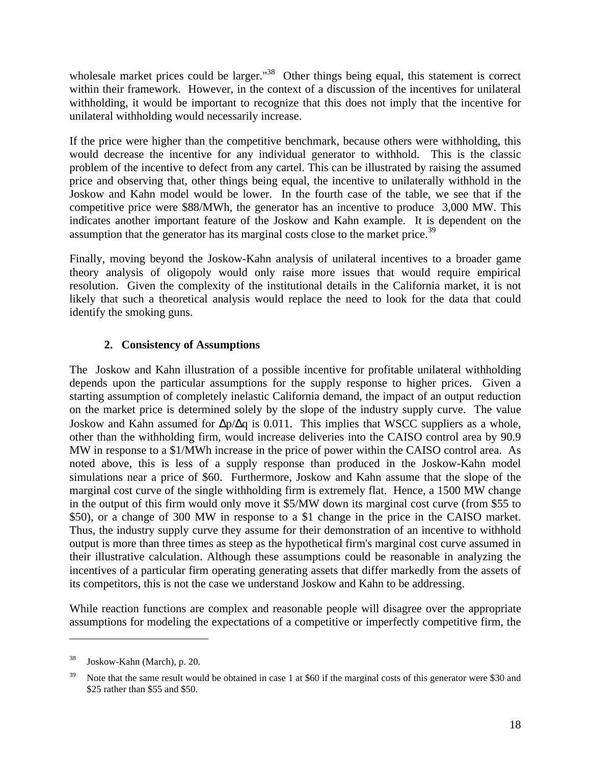wholesale market prices could be larger."[38] Other things being equal, this statement is correct within their framework. However, in the context of a discussion of the incentives for unilateral withholding, it would be important to recognize that this does not imply that the incentive for unilateral withholding would necessarily increase.

If the price were higher than the competitive benchmark, because others were withholding, this would decrease the incentive for any individual generator to withhold. This is the classic problem of the incentive to defect from any cartel. This can be illustrated by raising the assumed price and observing that, other things being equal, the incentive to unilaterally withhold in the Joskow and Kahn model would be lower. In the fourth case of the table, we see that if the competitive price were \$88/MWh, the generator has an incentive to produce 3,000 MW. This indicates another important feature of the Joskow and Kahn example. It is dependent on the assumption that the generator has its marginal costs close to the market price.[39]

Finally, moving beyond the Joskow-Kahn analysis of unilateral incentives to a broader game theory analysis of oligopoly would only raise more issues that would require empirical resolution. Given the complexity of the institutional details in the California market, it is not likely that such a theoretical analysis would replace the need to look for the data that could identify the smoking guns.

### 2. Consistency of Assumptions

The Joskow and Kahn illustration of a possible incentive for profitable unilateral withholding depends upon the particular assumptions for the supply response to higher prices. Given a starting assumption of completely inelastic California demand, the impact of an output reduction on the market price is determined solely by the slope of the industry supply curve. The value Joskow and Kahn assumed for $\Delta p/\Delta q$ is 0.011. This implies that WSCC suppliers as a whole, other than the withholding firm, would increase deliveries into the CAISO control area by 90.9 MW in response to a \$1/MWh increase in the price of power within the CAISO control area. As noted above, this is less of a supply response than produced in the Joskow-Kahn model simulations near a price of \$60. Furthermore, Joskow and Kahn assume that the slope of the marginal cost curve of the single withholding firm is extremely flat. Hence, a 1500 MW change in the output of this firm would only move it \$5/MW down its marginal cost curve (from \$55 to \$50), or a change of 300 MW in response to a \$1 change in the price in the CAISO market. Thus, the industry supply curve they assume for their demonstration of an incentive to withhold output is more than three times as steep as the hypothetical firm's marginal cost curve assumed in their illustrative calculation. Although these assumptions could be reasonable in analyzing the incentives of a particular firm operating generating assets that differ markedly from the assets of its competitors, this is not the case we understand Joskow and Kahn to be addressing.

While reaction functions are complex and reasonable people will disagree over the appropriate assumptions for modeling the expectations of a competitive or imperfectly competitive firm, the

---

[38] Joskow-Kahn (March), p. 20.

[39] Note that the same result would be obtained in case 1 at \$60 if the marginal costs of this generator were \$30 and \$25 rather than \$55 and \$50.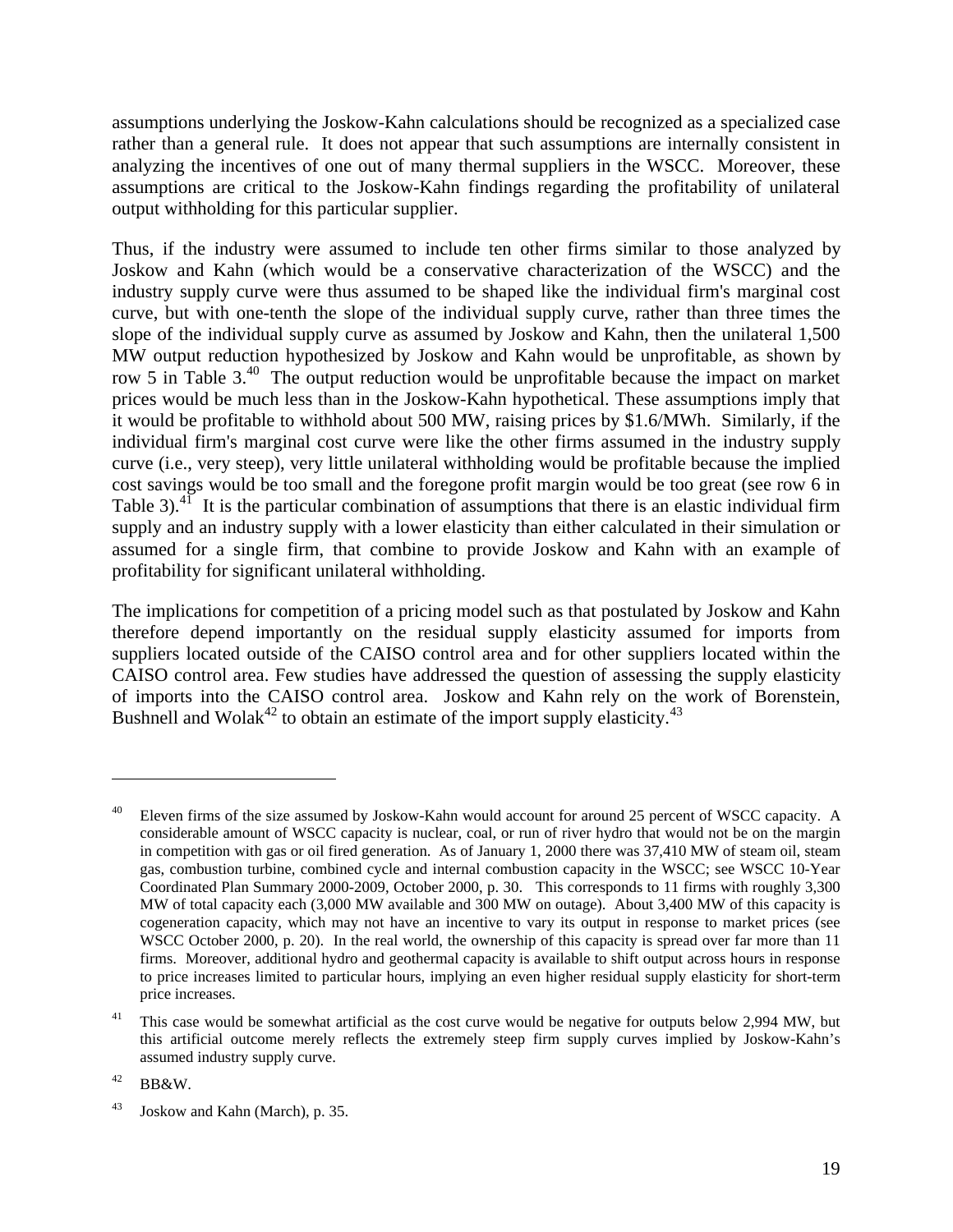assumptions underlying the Joskow-Kahn calculations should be recognized as a specialized case rather than a general rule. It does not appear that such assumptions are internally consistent in analyzing the incentives of one out of many thermal suppliers in the WSCC. Moreover, these assumptions are critical to the Joskow-Kahn findings regarding the profitability of unilateral output withholding for this particular supplier.

Thus, if the industry were assumed to include ten other firms similar to those analyzed by Joskow and Kahn (which would be a conservative characterization of the WSCC) and the industry supply curve were thus assumed to be shaped like the individual firm's marginal cost curve, but with one-tenth the slope of the individual supply curve, rather than three times the slope of the individual supply curve as assumed by Joskow and Kahn, then the unilateral 1,500 MW output reduction hypothesized by Joskow and Kahn would be unprofitable, as shown by row 5 in Table 3.[40] The output reduction would be unprofitable because the impact on market prices would be much less than in the Joskow-Kahn hypothetical. These assumptions imply that it would be profitable to withhold about 500 MW, raising prices by $1.6/MWh. Similarly, if the individual firm's marginal cost curve were like the other firms assumed in the industry supply curve (i.e., very steep), very little unilateral withholding would be profitable because the implied cost savings would be too small and the foregone profit margin would be too great (see row 6 in Table 3).[41] It is the particular combination of assumptions that there is an elastic individual firm supply and an industry supply with a lower elasticity than either calculated in their simulation or assumed for a single firm, that combine to provide Joskow and Kahn with an example of profitability for significant unilateral withholding.

The implications for competition of a pricing model such as that postulated by Joskow and Kahn therefore depend importantly on the residual supply elasticity assumed for imports from suppliers located outside of the CAISO control area and for other suppliers located within the CAISO control area. Few studies have addressed the question of assessing the supply elasticity of imports into the CAISO control area. Joskow and Kahn rely on the work of Borenstein, Bushnell and Wolak[42] to obtain an estimate of the import supply elasticity.[43]

---

[40] Eleven firms of the size assumed by Joskow-Kahn would account for around 25 percent of WSCC capacity. A considerable amount of WSCC capacity is nuclear, coal, or run of river hydro that would not be on the margin in competition with gas or oil fired generation. As of January 1, 2000 there was 37,410 MW of steam oil, steam gas, combustion turbine, combined cycle and internal combustion capacity in the WSCC; see WSCC 10-Year Coordinated Plan Summary 2000-2009, October 2000, p. 30. This corresponds to 11 firms with roughly 3,300 MW of total capacity each (3,000 MW available and 300 MW on outage). About 3,400 MW of this capacity is cogeneration capacity, which may not have an incentive to vary its output in response to market prices (see WSCC October 2000, p. 20). In the real world, the ownership of this capacity is spread over far more than 11 firms. Moreover, additional hydro and geothermal capacity is available to shift output across hours in response to price increases limited to particular hours, implying an even higher residual supply elasticity for short-term price increases.

[41] This case would be somewhat artificial as the cost curve would be negative for outputs below 2,994 MW, but this artificial outcome merely reflects the extremely steep firm supply curves implied by Joskow-Kahn's assumed industry supply curve.

[42] BB&W.

[43] Joskow and Kahn (March), p. 35.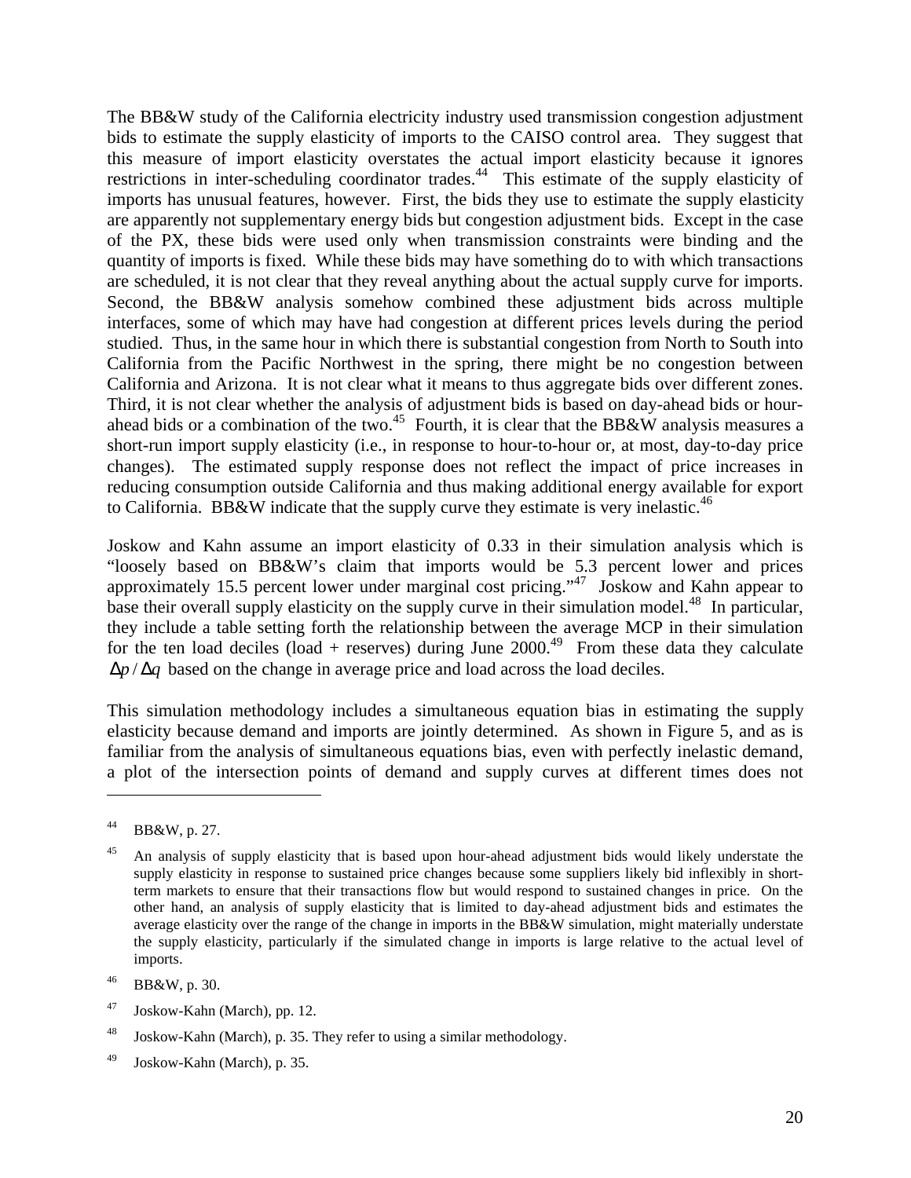The BB&W study of the California electricity industry used transmission congestion adjustment bids to estimate the supply elasticity of imports to the CAISO control area. They suggest that this measure of import elasticity overstates the actual import elasticity because it ignores restrictions in inter-scheduling coordinator trades.[44] This estimate of the supply elasticity of imports has unusual features, however. First, the bids they use to estimate the supply elasticity are apparently not supplementary energy bids but congestion adjustment bids. Except in the case of the PX, these bids were used only when transmission constraints were binding and the quantity of imports is fixed. While these bids may have something do to with which transactions are scheduled, it is not clear that they reveal anything about the actual supply curve for imports. Second, the BB&W analysis somehow combined these adjustment bids across multiple interfaces, some of which may have had congestion at different prices levels during the period studied. Thus, in the same hour in which there is substantial congestion from North to South into California from the Pacific Northwest in the spring, there might be no congestion between California and Arizona. It is not clear what it means to thus aggregate bids over different zones. Third, it is not clear whether the analysis of adjustment bids is based on day-ahead bids or hour-ahead bids or a combination of the two.[45] Fourth, it is clear that the BB&W analysis measures a short-run import supply elasticity (i.e., in response to hour-to-hour or, at most, day-to-day price changes). The estimated supply response does not reflect the impact of price increases in reducing consumption outside California and thus making additional energy available for export to California. BB&W indicate that the supply curve they estimate is very inelastic.[46]

Joskow and Kahn assume an import elasticity of 0.33 in their simulation analysis which is "loosely based on BB&W's claim that imports would be 5.3 percent lower and prices approximately 15.5 percent lower under marginal cost pricing."[47] Joskow and Kahn appear to base their overall supply elasticity on the supply curve in their simulation model.[48] In particular, they include a table setting forth the relationship between the average MCP in their simulation for the ten load deciles (load + reserves) during June 2000.[49] From these data they calculate $\Delta p / \Delta q$ based on the change in average price and load across the load deciles.

This simulation methodology includes a simultaneous equation bias in estimating the supply elasticity because demand and imports are jointly determined. As shown in Figure 5, and as is familiar from the analysis of simultaneous equations bias, even with perfectly inelastic demand, a plot of the intersection points of demand and supply curves at different times does not

---

[44] BB&W, p. 27.

[45] An analysis of supply elasticity that is based upon hour-ahead adjustment bids would likely understate the supply elasticity in response to sustained price changes because some suppliers likely bid inflexibly in short-term markets to ensure that their transactions flow but would respond to sustained changes in price. On the other hand, an analysis of supply elasticity that is limited to day-ahead adjustment bids and estimates the average elasticity over the range of the change in imports in the BB&W simulation, might materially understate the supply elasticity, particularly if the simulated change in imports is large relative to the actual level of imports.

[46] BB&W, p. 30.

[47] Joskow-Kahn (March), pp. 12.

[48] Joskow-Kahn (March), p. 35. They refer to using a similar methodology.

[49] Joskow-Kahn (March), p. 35.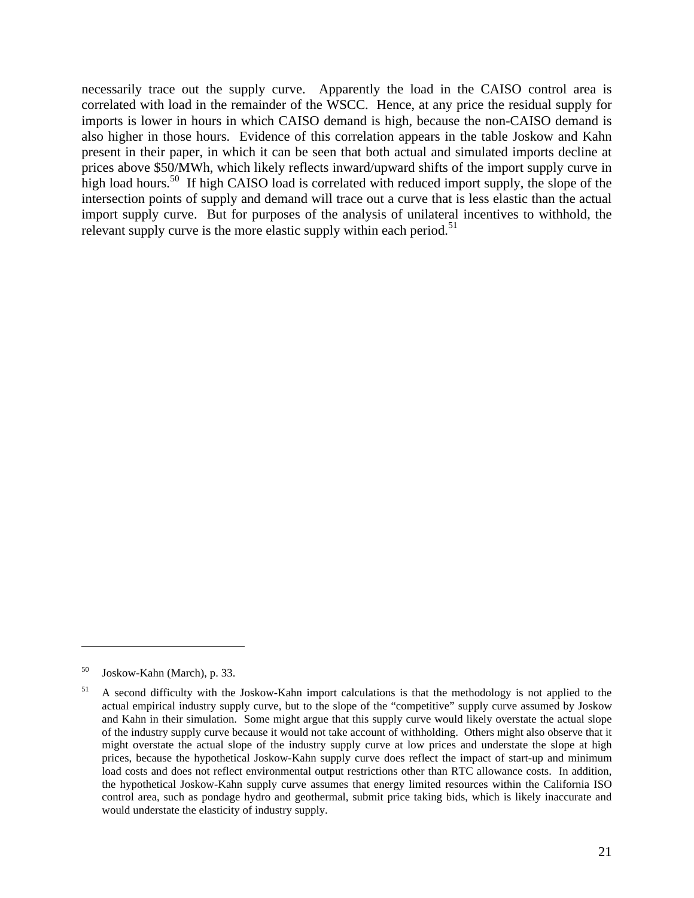necessarily trace out the supply curve. Apparently the load in the CAISO control area is correlated with load in the remainder of the WSCC. Hence, at any price the residual supply for imports is lower in hours in which CAISO demand is high, because the non-CAISO demand is also higher in those hours. Evidence of this correlation appears in the table Joskow and Kahn present in their paper, in which it can be seen that both actual and simulated imports decline at prices above $50/MWh, which likely reflects inward/upward shifts of the import supply curve in high load hours.[50] If high CAISO load is correlated with reduced import supply, the slope of the intersection points of supply and demand will trace out a curve that is less elastic than the actual import supply curve. But for purposes of the analysis of unilateral incentives to withhold, the relevant supply curve is the more elastic supply within each period.[51]

---

[50] Joskow-Kahn (March), p. 33.

[51] A second difficulty with the Joskow-Kahn import calculations is that the methodology is not applied to the actual empirical industry supply curve, but to the slope of the "competitive" supply curve assumed by Joskow and Kahn in their simulation. Some might argue that this supply curve would likely overstate the actual slope of the industry supply curve because it would not take account of withholding. Others might also observe that it might overstate the actual slope of the industry supply curve at low prices and understate the slope at high prices, because the hypothetical Joskow-Kahn supply curve does reflect the impact of start-up and minimum load costs and does not reflect environmental output restrictions other than RTC allowance costs. In addition, the hypothetical Joskow-Kahn supply curve assumes that energy limited resources within the California ISO control area, such as pondage hydro and geothermal, submit price taking bids, which is likely inaccurate and would understate the elasticity of industry supply.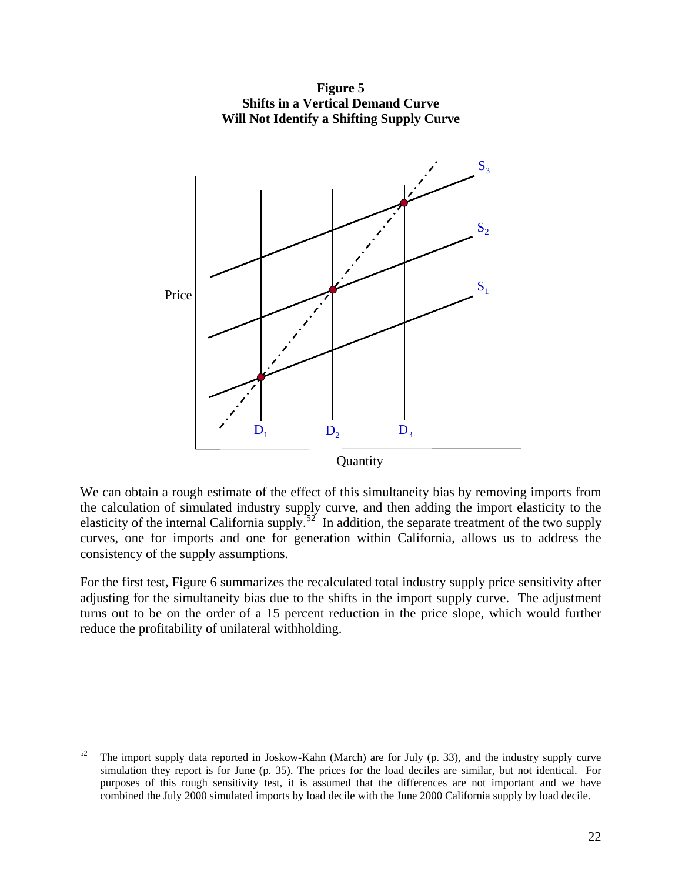**Figure 5**
**Shifts in a Vertical Demand Curve**
**Will Not Identify a Shifting Supply Curve**

We can obtain a rough estimate of the effect of this simultaneity bias by removing imports from the calculation of simulated industry supply curve, and then adding the import elasticity to the elasticity of the internal California supply.[52] In addition, the separate treatment of the two supply curves, one for imports and one for generation within California, allows us to address the consistency of the supply assumptions.

For the first test, Figure 6 summarizes the recalculated total industry supply price sensitivity after adjusting for the simultaneity bias due to the shifts in the import supply curve. The adjustment turns out to be on the order of a 15 percent reduction in the price slope, which would further reduce the profitability of unilateral withholding.

---

[52] The import supply data reported in Joskow-Kahn (March) are for July (p. 33), and the industry supply curve simulation they report is for June (p. 35). The prices for the load deciles are similar, but not identical. For purposes of this rough sensitivity test, it is assumed that the differences are not important and we have combined the July 2000 simulated imports by load decile with the June 2000 California supply by load decile.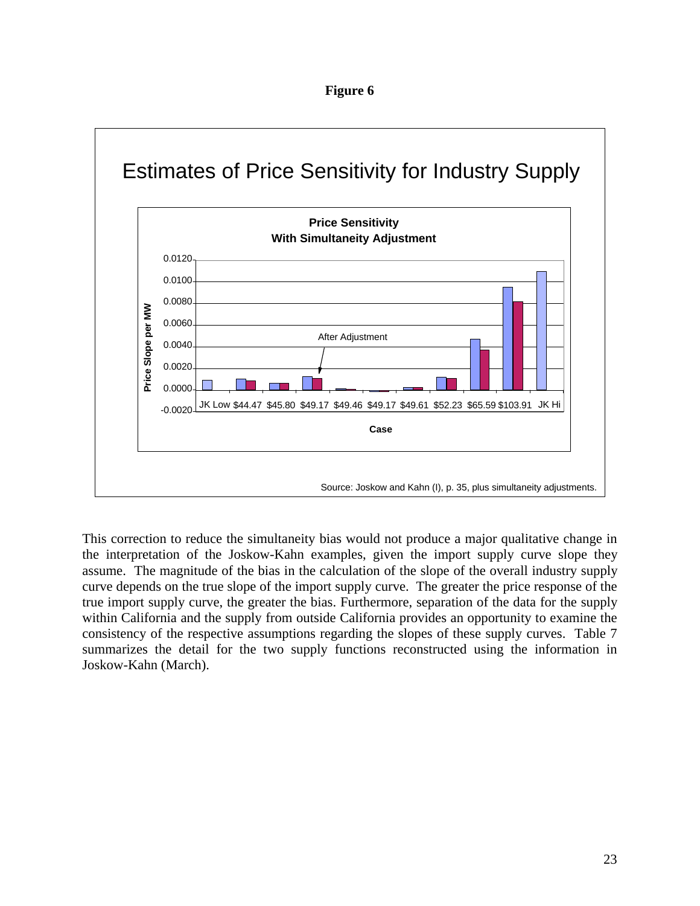**Figure 6**

Estimates of Price Sensitivity for Industry Supply

**Price Sensitivity With Simultaneity Adjustment**

Source: Joskow and Kahn (I), p. 35, plus simultaneity adjustments.

This correction to reduce the simultaneity bias would not produce a major qualitative change in the interpretation of the Joskow-Kahn examples, given the import supply curve slope they assume. The magnitude of the bias in the calculation of the slope of the overall industry supply curve depends on the true slope of the import supply curve. The greater the price response of the true import supply curve, the greater the bias. Furthermore, separation of the data for the supply within California and the supply from outside California provides an opportunity to examine the consistency of the respective assumptions regarding the slopes of these supply curves. Table 7 summarizes the detail for the two supply functions reconstructed using the information in Joskow-Kahn (March).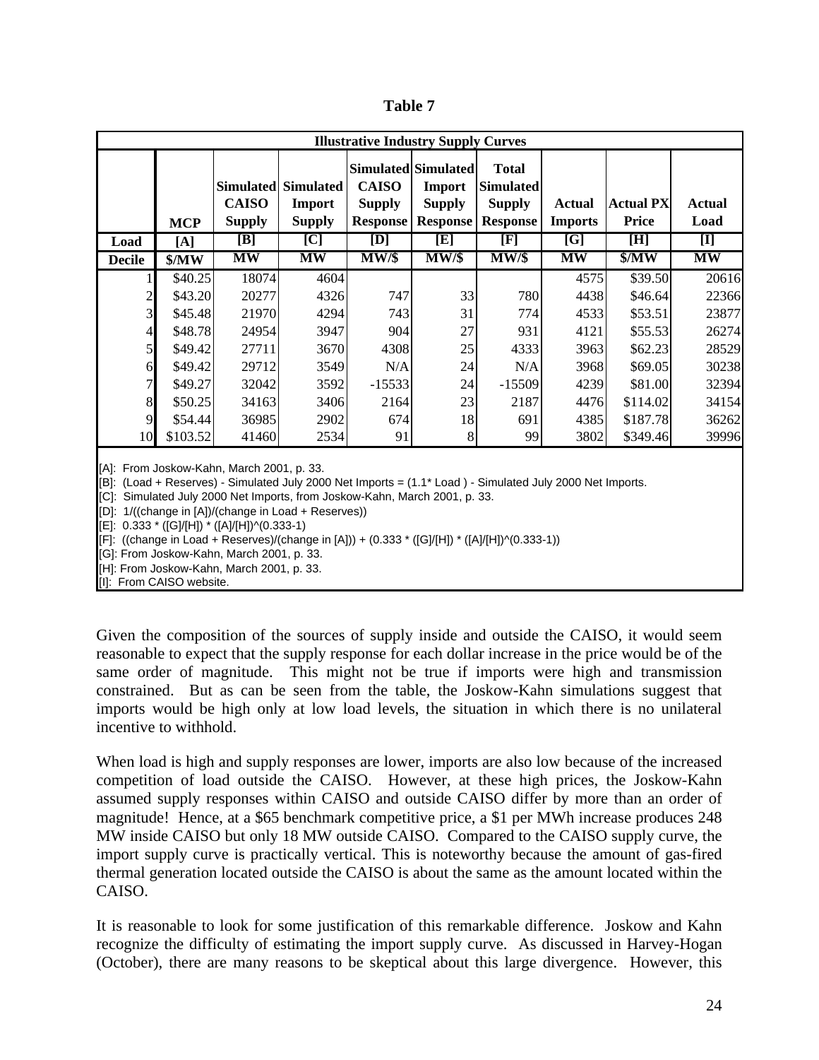**Table 7**

| Illustrative Industry Supply Curves | | | | | | | | | |
|---|---|---|---|---|---|---|---|---|---|
| | MCP | Simulated CAISO Supply | Simulated Import Supply | Simulated CAISO Supply Response | Simulated Import Supply Response | Total Simulated Supply Response | Actual Imports | Actual PX Price | Actual Load |
| Load | [A] | [B] | [C] | [D] | [E] | [F] | [G] | [H] | [I] |
| Decile | $/MW | MW | MW | MW/$ | MW/$ | MW/$ | MW | $/MW | MW |
| 1 | $40.25 | 18074 | 4604 | | | | 4575 | $39.50 | 20616 |
| 2 | $43.20 | 20277 | 4326 | 747 | 33 | 780 | 4438 | $46.64 | 22366 |
| 3 | $45.48 | 21970 | 4294 | 743 | 31 | 774 | 4533 | $53.51 | 23877 |
| 4 | $48.78 | 24954 | 3947 | 904 | 27 | 931 | 4121 | $55.53 | 26274 |
| 5 | $49.42 | 27711 | 3670 | 4308 | 25 | 4333 | 3963 | $62.23 | 28529 |
| 6 | $49.42 | 29712 | 3549 | N/A | 24 | N/A | 3968 | $69.05 | 30238 |
| 7 | $49.27 | 32042 | 3592 | -15533 | 24 | -15509 | 4239 | $81.00 | 32394 |
| 8 | $50.25 | 34163 | 3406 | 2164 | 23 | 2187 | 4476 | $114.02 | 34154 |
| 9 | $54.44 | 36985 | 2902 | 674 | 18 | 691 | 4385 | $187.78 | 36262 |
| 10 | $103.52 | 41460 | 2534 | 91 | 8 | 99 | 3802 | $349.46 | 39996 |

[A]: From Joskow-Kahn, March 2001, p. 33.
[B]: (Load + Reserves) - Simulated July 2000 Net Imports = (1.1* Load ) - Simulated July 2000 Net Imports.
[C]: Simulated July 2000 Net Imports, from Joskow-Kahn, March 2001, p. 33.
[D]: 1/((change in [A])/(change in Load + Reserves))
[E]: 0.333 * ([G]/[H]) * ([A]/[H])^(0.333-1)
[F]: ((change in Load + Reserves)/(change in [A])) + (0.333 * ([G]/[H]) * ([A]/[H])^(0.333-1))
[G]: From Joskow-Kahn, March 2001, p. 33.
[H]: From Joskow-Kahn, March 2001, p. 33.
[I]: From CAISO website.

Given the composition of the sources of supply inside and outside the CAISO, it would seem reasonable to expect that the supply response for each dollar increase in the price would be of the same order of magnitude. This might not be true if imports were high and transmission constrained. But as can be seen from the table, the Joskow-Kahn simulations suggest that imports would be high only at low load levels, the situation in which there is no unilateral incentive to withhold.

When load is high and supply responses are lower, imports are also low because of the increased competition of load outside the CAISO. However, at these high prices, the Joskow-Kahn assumed supply responses within CAISO and outside CAISO differ by more than an order of magnitude! Hence, at a $65 benchmark competitive price, a $1 per MWh increase produces 248 MW inside CAISO but only 18 MW outside CAISO. Compared to the CAISO supply curve, the import supply curve is practically vertical. This is noteworthy because the amount of gas-fired thermal generation located outside the CAISO is about the same as the amount located within the CAISO.

It is reasonable to look for some justification of this remarkable difference. Joskow and Kahn recognize the difficulty of estimating the import supply curve. As discussed in Harvey-Hogan (October), there are many reasons to be skeptical about this large divergence. However, this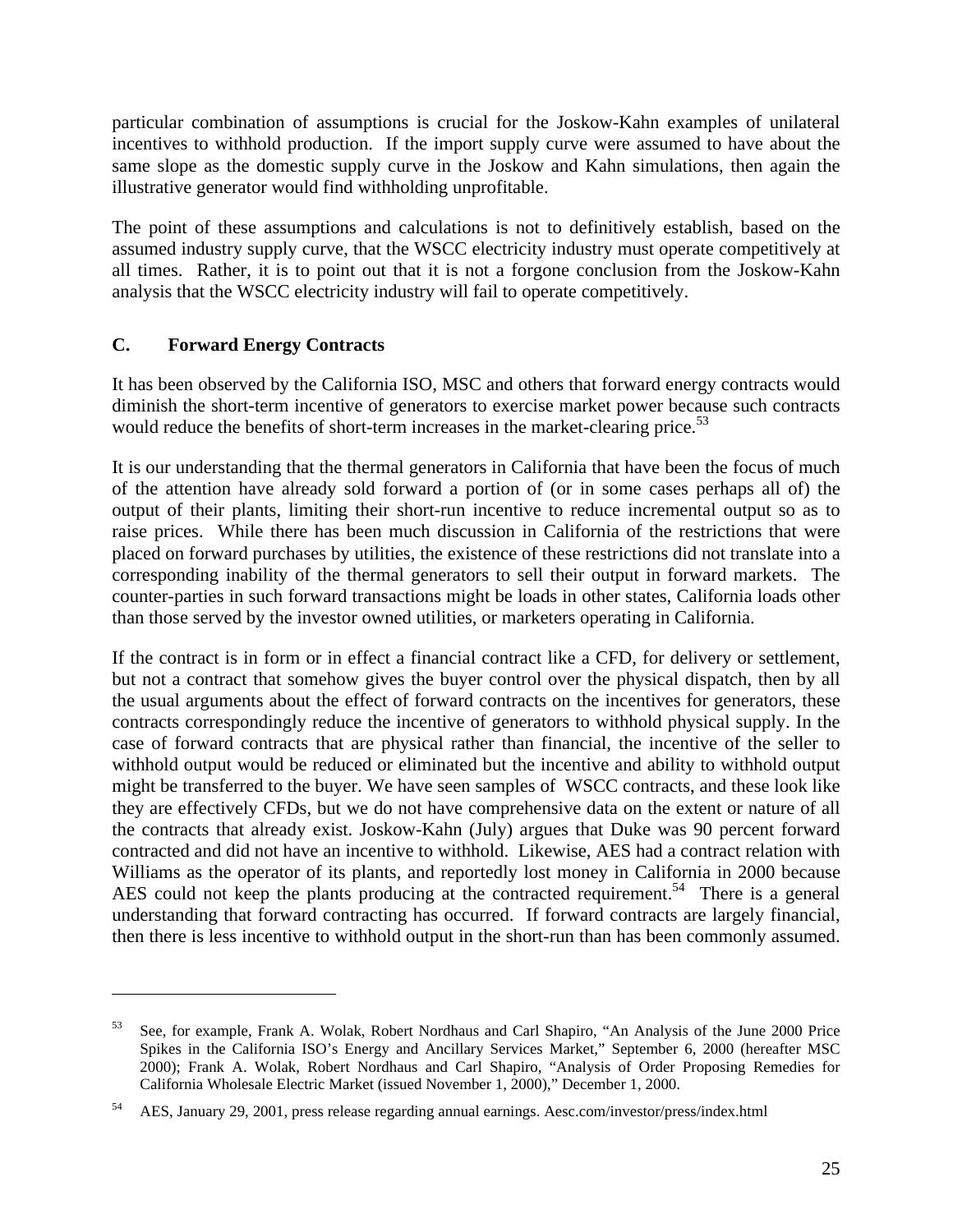particular combination of assumptions is crucial for the Joskow-Kahn examples of unilateral incentives to withhold production. If the import supply curve were assumed to have about the same slope as the domestic supply curve in the Joskow and Kahn simulations, then again the illustrative generator would find withholding unprofitable.

The point of these assumptions and calculations is not to definitively establish, based on the assumed industry supply curve, that the WSCC electricity industry must operate competitively at all times. Rather, it is to point out that it is not a forgone conclusion from the Joskow-Kahn analysis that the WSCC electricity industry will fail to operate competitively.

### C. Forward Energy Contracts

It has been observed by the California ISO, MSC and others that forward energy contracts would diminish the short-term incentive of generators to exercise market power because such contracts would reduce the benefits of short-term increases in the market-clearing price.[53]

It is our understanding that the thermal generators in California that have been the focus of much of the attention have already sold forward a portion of (or in some cases perhaps all of) the output of their plants, limiting their short-run incentive to reduce incremental output so as to raise prices. While there has been much discussion in California of the restrictions that were placed on forward purchases by utilities, the existence of these restrictions did not translate into a corresponding inability of the thermal generators to sell their output in forward markets. The counter-parties in such forward transactions might be loads in other states, California loads other than those served by the investor owned utilities, or marketers operating in California.

If the contract is in form or in effect a financial contract like a CFD, for delivery or settlement, but not a contract that somehow gives the buyer control over the physical dispatch, then by all the usual arguments about the effect of forward contracts on the incentives for generators, these contracts correspondingly reduce the incentive of generators to withhold physical supply. In the case of forward contracts that are physical rather than financial, the incentive of the seller to withhold output would be reduced or eliminated but the incentive and ability to withhold output might be transferred to the buyer. We have seen samples of WSCC contracts, and these look like they are effectively CFDs, but we do not have comprehensive data on the extent or nature of all the contracts that already exist. Joskow-Kahn (July) argues that Duke was 90 percent forward contracted and did not have an incentive to withhold. Likewise, AES had a contract relation with Williams as the operator of its plants, and reportedly lost money in California in 2000 because AES could not keep the plants producing at the contracted requirement.[54] There is a general understanding that forward contracting has occurred. If forward contracts are largely financial, then there is less incentive to withhold output in the short-run than has been commonly assumed.

---

[53] See, for example, Frank A. Wolak, Robert Nordhaus and Carl Shapiro, "An Analysis of the June 2000 Price Spikes in the California ISO's Energy and Ancillary Services Market," September 6, 2000 (hereafter MSC 2000); Frank A. Wolak, Robert Nordhaus and Carl Shapiro, "Analysis of Order Proposing Remedies for California Wholesale Electric Market (issued November 1, 2000)," December 1, 2000.

[54] AES, January 29, 2001, press release regarding annual earnings. Aesc.com/investor/press/index.html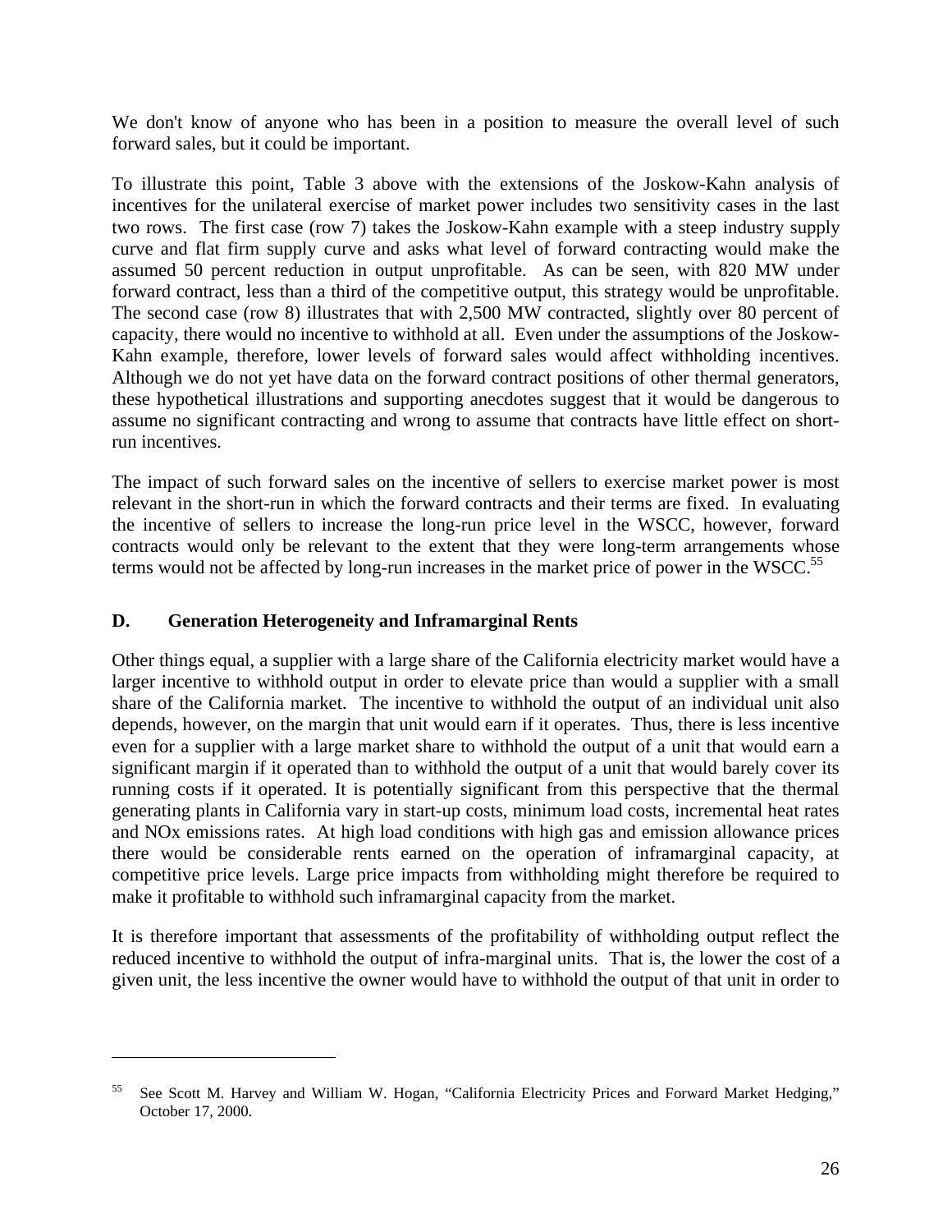We don't know of anyone who has been in a position to measure the overall level of such forward sales, but it could be important.

To illustrate this point, Table 3 above with the extensions of the Joskow-Kahn analysis of incentives for the unilateral exercise of market power includes two sensitivity cases in the last two rows. The first case (row 7) takes the Joskow-Kahn example with a steep industry supply curve and flat firm supply curve and asks what level of forward contracting would make the assumed 50 percent reduction in output unprofitable. As can be seen, with 820 MW under forward contract, less than a third of the competitive output, this strategy would be unprofitable. The second case (row 8) illustrates that with 2,500 MW contracted, slightly over 80 percent of capacity, there would no incentive to withhold at all. Even under the assumptions of the Joskow-Kahn example, therefore, lower levels of forward sales would affect withholding incentives. Although we do not yet have data on the forward contract positions of other thermal generators, these hypothetical illustrations and supporting anecdotes suggest that it would be dangerous to assume no significant contracting and wrong to assume that contracts have little effect on short-run incentives.

The impact of such forward sales on the incentive of sellers to exercise market power is most relevant in the short-run in which the forward contracts and their terms are fixed. In evaluating the incentive of sellers to increase the long-run price level in the WSCC, however, forward contracts would only be relevant to the extent that they were long-term arrangements whose terms would not be affected by long-run increases in the market price of power in the WSCC.[55]

## D. Generation Heterogeneity and Inframarginal Rents

Other things equal, a supplier with a large share of the California electricity market would have a larger incentive to withhold output in order to elevate price than would a supplier with a small share of the California market. The incentive to withhold the output of an individual unit also depends, however, on the margin that unit would earn if it operates. Thus, there is less incentive even for a supplier with a large market share to withhold the output of a unit that would earn a significant margin if it operated than to withhold the output of a unit that would barely cover its running costs if it operated. It is potentially significant from this perspective that the thermal generating plants in California vary in start-up costs, minimum load costs, incremental heat rates and NOx emissions rates. At high load conditions with high gas and emission allowance prices there would be considerable rents earned on the operation of inframarginal capacity, at competitive price levels. Large price impacts from withholding might therefore be required to make it profitable to withhold such inframarginal capacity from the market.

It is therefore important that assessments of the profitability of withholding output reflect the reduced incentive to withhold the output of infra-marginal units. That is, the lower the cost of a given unit, the less incentive the owner would have to withhold the output of that unit in order to

---

[55] See Scott M. Harvey and William W. Hogan, "California Electricity Prices and Forward Market Hedging," October 17, 2000.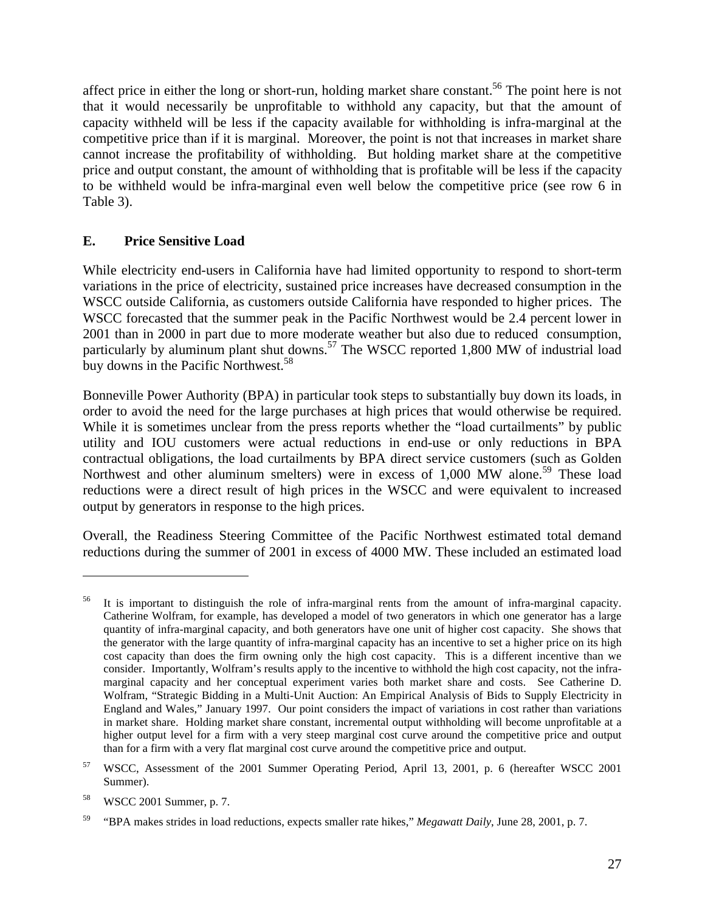affect price in either the long or short-run, holding market share constant.[56] The point here is not that it would necessarily be unprofitable to withhold any capacity, but that the amount of capacity withheld will be less if the capacity available for withholding is infra-marginal at the competitive price than if it is marginal. Moreover, the point is not that increases in market share cannot increase the profitability of withholding. But holding market share at the competitive price and output constant, the amount of withholding that is profitable will be less if the capacity to be withheld would be infra-marginal even well below the competitive price (see row 6 in Table 3).

## E. Price Sensitive Load

While electricity end-users in California have had limited opportunity to respond to short-term variations in the price of electricity, sustained price increases have decreased consumption in the WSCC outside California, as customers outside California have responded to higher prices. The WSCC forecasted that the summer peak in the Pacific Northwest would be 2.4 percent lower in 2001 than in 2000 in part due to more moderate weather but also due to reduced consumption, particularly by aluminum plant shut downs.[57] The WSCC reported 1,800 MW of industrial load buy downs in the Pacific Northwest.[58]

Bonneville Power Authority (BPA) in particular took steps to substantially buy down its loads, in order to avoid the need for the large purchases at high prices that would otherwise be required. While it is sometimes unclear from the press reports whether the "load curtailments" by public utility and IOU customers were actual reductions in end-use or only reductions in BPA contractual obligations, the load curtailments by BPA direct service customers (such as Golden Northwest and other aluminum smelters) were in excess of 1,000 MW alone.[59] These load reductions were a direct result of high prices in the WSCC and were equivalent to increased output by generators in response to the high prices.

Overall, the Readiness Steering Committee of the Pacific Northwest estimated total demand reductions during the summer of 2001 in excess of 4000 MW. These included an estimated load

---

[56] It is important to distinguish the role of infra-marginal rents from the amount of infra-marginal capacity. Catherine Wolfram, for example, has developed a model of two generators in which one generator has a large quantity of infra-marginal capacity, and both generators have one unit of higher cost capacity. She shows that the generator with the large quantity of infra-marginal capacity has an incentive to set a higher price on its high cost capacity than does the firm owning only the high cost capacity. This is a different incentive than we consider. Importantly, Wolfram's results apply to the incentive to withhold the high cost capacity, not the infra-marginal capacity and her conceptual experiment varies both market share and costs. See Catherine D. Wolfram, "Strategic Bidding in a Multi-Unit Auction: An Empirical Analysis of Bids to Supply Electricity in England and Wales," January 1997. Our point considers the impact of variations in cost rather than variations in market share. Holding market share constant, incremental output withholding will become unprofitable at a higher output level for a firm with a very steep marginal cost curve around the competitive price and output than for a firm with a very flat marginal cost curve around the competitive price and output.

[57] WSCC, Assessment of the 2001 Summer Operating Period, April 13, 2001, p. 6 (hereafter WSCC 2001 Summer).

[58] WSCC 2001 Summer, p. 7.

[59] "BPA makes strides in load reductions, expects smaller rate hikes," *Megawatt Daily*, June 28, 2001, p. 7.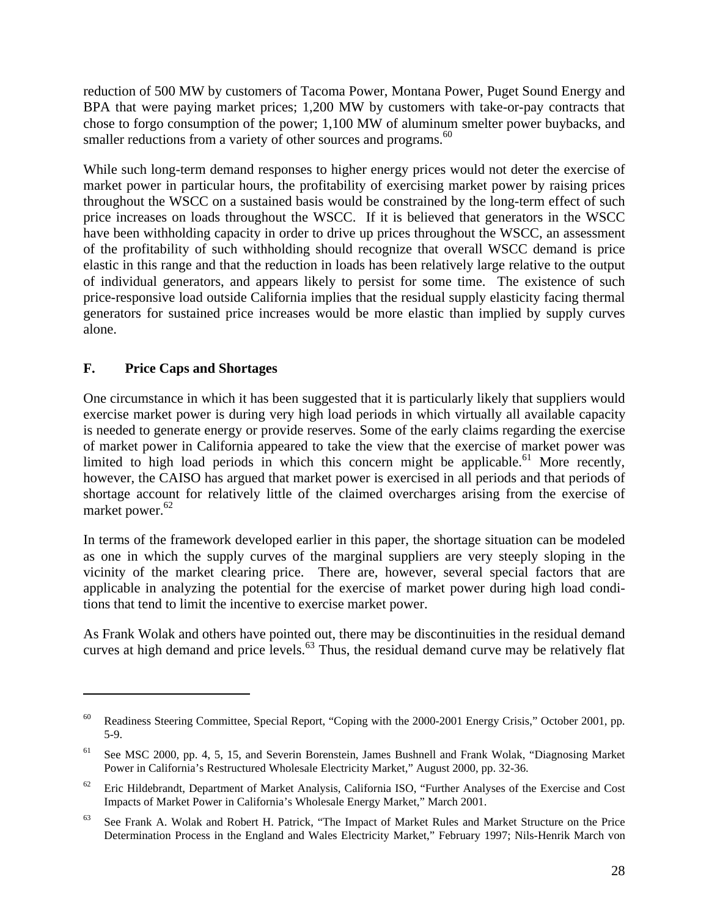reduction of 500 MW by customers of Tacoma Power, Montana Power, Puget Sound Energy and BPA that were paying market prices; 1,200 MW by customers with take-or-pay contracts that chose to forgo consumption of the power; 1,100 MW of aluminum smelter power buybacks, and smaller reductions from a variety of other sources and programs.[60]

While such long-term demand responses to higher energy prices would not deter the exercise of market power in particular hours, the profitability of exercising market power by raising prices throughout the WSCC on a sustained basis would be constrained by the long-term effect of such price increases on loads throughout the WSCC. If it is believed that generators in the WSCC have been withholding capacity in order to drive up prices throughout the WSCC, an assessment of the profitability of such withholding should recognize that overall WSCC demand is price elastic in this range and that the reduction in loads has been relatively large relative to the output of individual generators, and appears likely to persist for some time. The existence of such price-responsive load outside California implies that the residual supply elasticity facing thermal generators for sustained price increases would be more elastic than implied by supply curves alone.

### F. Price Caps and Shortages

One circumstance in which it has been suggested that it is particularly likely that suppliers would exercise market power is during very high load periods in which virtually all available capacity is needed to generate energy or provide reserves. Some of the early claims regarding the exercise of market power in California appeared to take the view that the exercise of market power was limited to high load periods in which this concern might be applicable.[61] More recently, however, the CAISO has argued that market power is exercised in all periods and that periods of shortage account for relatively little of the claimed overcharges arising from the exercise of market power.[62]

In terms of the framework developed earlier in this paper, the shortage situation can be modeled as one in which the supply curves of the marginal suppliers are very steeply sloping in the vicinity of the market clearing price. There are, however, several special factors that are applicable in analyzing the potential for the exercise of market power during high load conditions that tend to limit the incentive to exercise market power.

As Frank Wolak and others have pointed out, there may be discontinuities in the residual demand curves at high demand and price levels.[63] Thus, the residual demand curve may be relatively flat

---

[60] Readiness Steering Committee, Special Report, "Coping with the 2000-2001 Energy Crisis," October 2001, pp. 5-9.

[61] See MSC 2000, pp. 4, 5, 15, and Severin Borenstein, James Bushnell and Frank Wolak, "Diagnosing Market Power in California's Restructured Wholesale Electricity Market," August 2000, pp. 32-36.

[62] Eric Hildebrandt, Department of Market Analysis, California ISO, "Further Analyses of the Exercise and Cost Impacts of Market Power in California's Wholesale Energy Market," March 2001.

[63] See Frank A. Wolak and Robert H. Patrick, "The Impact of Market Rules and Market Structure on the Price Determination Process in the England and Wales Electricity Market," February 1997; Nils-Henrik March von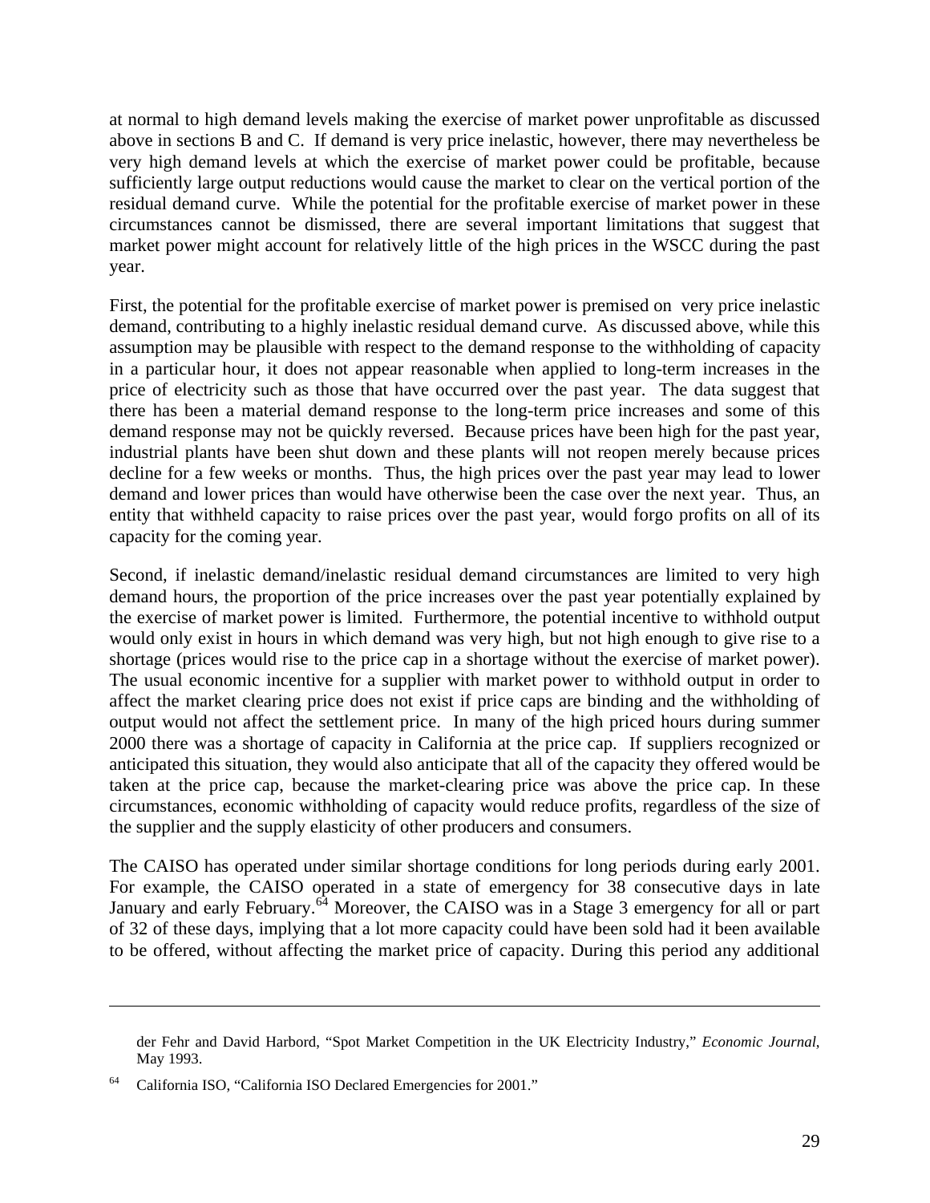at normal to high demand levels making the exercise of market power unprofitable as discussed above in sections B and C. If demand is very price inelastic, however, there may nevertheless be very high demand levels at which the exercise of market power could be profitable, because sufficiently large output reductions would cause the market to clear on the vertical portion of the residual demand curve. While the potential for the profitable exercise of market power in these circumstances cannot be dismissed, there are several important limitations that suggest that market power might account for relatively little of the high prices in the WSCC during the past year.

First, the potential for the profitable exercise of market power is premised on very price inelastic demand, contributing to a highly inelastic residual demand curve. As discussed above, while this assumption may be plausible with respect to the demand response to the withholding of capacity in a particular hour, it does not appear reasonable when applied to long-term increases in the price of electricity such as those that have occurred over the past year. The data suggest that there has been a material demand response to the long-term price increases and some of this demand response may not be quickly reversed. Because prices have been high for the past year, industrial plants have been shut down and these plants will not reopen merely because prices decline for a few weeks or months. Thus, the high prices over the past year may lead to lower demand and lower prices than would have otherwise been the case over the next year. Thus, an entity that withheld capacity to raise prices over the past year, would forgo profits on all of its capacity for the coming year.

Second, if inelastic demand/inelastic residual demand circumstances are limited to very high demand hours, the proportion of the price increases over the past year potentially explained by the exercise of market power is limited. Furthermore, the potential incentive to withhold output would only exist in hours in which demand was very high, but not high enough to give rise to a shortage (prices would rise to the price cap in a shortage without the exercise of market power). The usual economic incentive for a supplier with market power to withhold output in order to affect the market clearing price does not exist if price caps are binding and the withholding of output would not affect the settlement price. In many of the high priced hours during summer 2000 there was a shortage of capacity in California at the price cap. If suppliers recognized or anticipated this situation, they would also anticipate that all of the capacity they offered would be taken at the price cap, because the market-clearing price was above the price cap. In these circumstances, economic withholding of capacity would reduce profits, regardless of the size of the supplier and the supply elasticity of other producers and consumers.

The CAISO has operated under similar shortage conditions for long periods during early 2001. For example, the CAISO operated in a state of emergency for 38 consecutive days in late January and early February.[64] Moreover, the CAISO was in a Stage 3 emergency for all or part of 32 of these days, implying that a lot more capacity could have been sold had it been available to be offered, without affecting the market price of capacity. During this period any additional

---

der Fehr and David Harbord, "Spot Market Competition in the UK Electricity Industry," *Economic Journal*, May 1993.

[64] California ISO, "California ISO Declared Emergencies for 2001."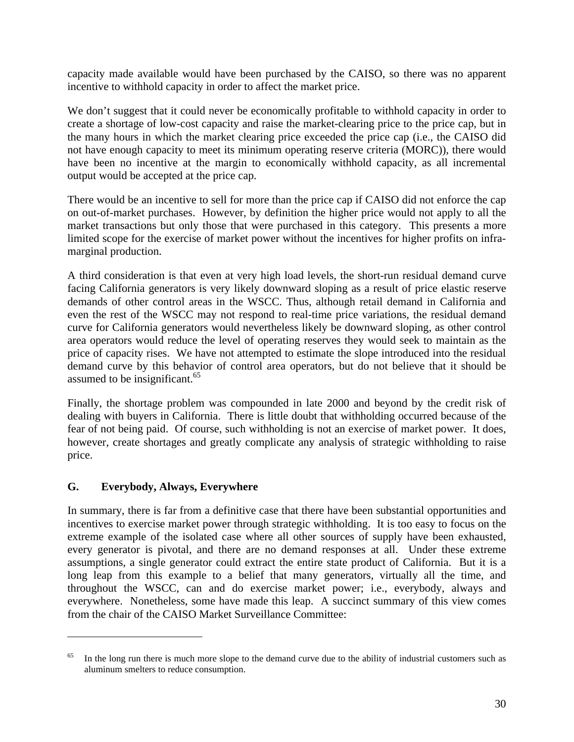capacity made available would have been purchased by the CAISO, so there was no apparent incentive to withhold capacity in order to affect the market price.

We don't suggest that it could never be economically profitable to withhold capacity in order to create a shortage of low-cost capacity and raise the market-clearing price to the price cap, but in the many hours in which the market clearing price exceeded the price cap (i.e., the CAISO did not have enough capacity to meet its minimum operating reserve criteria (MORC)), there would have been no incentive at the margin to economically withhold capacity, as all incremental output would be accepted at the price cap.

There would be an incentive to sell for more than the price cap if CAISO did not enforce the cap on out-of-market purchases. However, by definition the higher price would not apply to all the market transactions but only those that were purchased in this category. This presents a more limited scope for the exercise of market power without the incentives for higher profits on infra-marginal production.

A third consideration is that even at very high load levels, the short-run residual demand curve facing California generators is very likely downward sloping as a result of price elastic reserve demands of other control areas in the WSCC. Thus, although retail demand in California and even the rest of the WSCC may not respond to real-time price variations, the residual demand curve for California generators would nevertheless likely be downward sloping, as other control area operators would reduce the level of operating reserves they would seek to maintain as the price of capacity rises. We have not attempted to estimate the slope introduced into the residual demand curve by this behavior of control area operators, but do not believe that it should be assumed to be insignificant.[65]

Finally, the shortage problem was compounded in late 2000 and beyond by the credit risk of dealing with buyers in California. There is little doubt that withholding occurred because of the fear of not being paid. Of course, such withholding is not an exercise of market power. It does, however, create shortages and greatly complicate any analysis of strategic withholding to raise price.

## G. Everybody, Always, Everywhere

In summary, there is far from a definitive case that there have been substantial opportunities and incentives to exercise market power through strategic withholding. It is too easy to focus on the extreme example of the isolated case where all other sources of supply have been exhausted, every generator is pivotal, and there are no demand responses at all. Under these extreme assumptions, a single generator could extract the entire state product of California. But it is a long leap from this example to a belief that many generators, virtually all the time, and throughout the WSCC, can and do exercise market power; i.e., everybody, always and everywhere. Nonetheless, some have made this leap. A succinct summary of this view comes from the chair of the CAISO Market Surveillance Committee:

---

[65] In the long run there is much more slope to the demand curve due to the ability of industrial customers such as aluminum smelters to reduce consumption.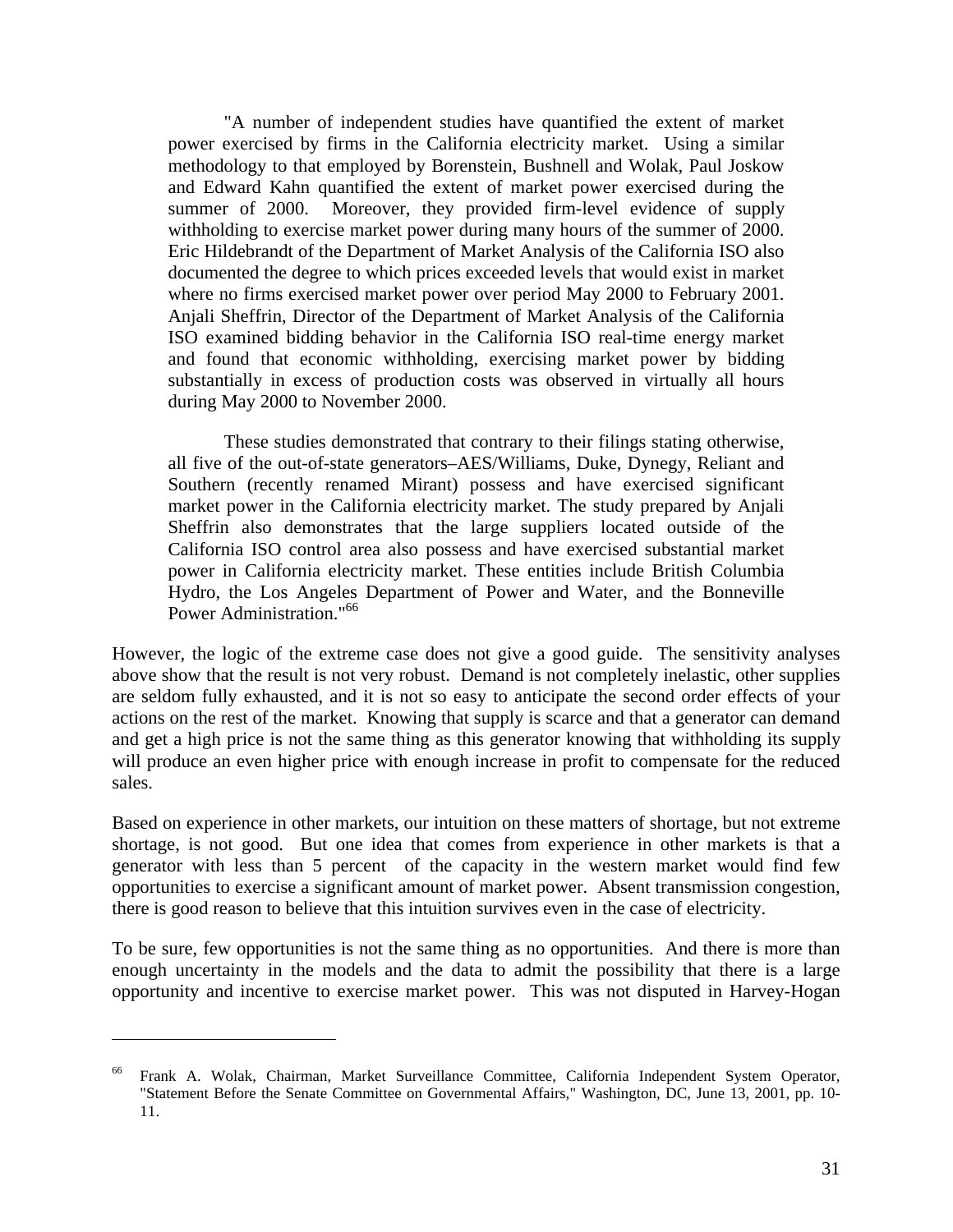> "A number of independent studies have quantified the extent of market power exercised by firms in the California electricity market. Using a similar methodology to that employed by Borenstein, Bushnell and Wolak, Paul Joskow and Edward Kahn quantified the extent of market power exercised during the summer of 2000. Moreover, they provided firm-level evidence of supply withholding to exercise market power during many hours of the summer of 2000. Eric Hildebrandt of the Department of Market Analysis of the California ISO also documented the degree to which prices exceeded levels that would exist in market where no firms exercised market power over period May 2000 to February 2001. Anjali Sheffrin, Director of the Department of Market Analysis of the California ISO examined bidding behavior in the California ISO real-time energy market and found that economic withholding, exercising market power by bidding substantially in excess of production costs was observed in virtually all hours during May 2000 to November 2000.
>
> These studies demonstrated that contrary to their filings stating otherwise, all five of the out-of-state generators–AES/Williams, Duke, Dynegy, Reliant and Southern (recently renamed Mirant) possess and have exercised significant market power in the California electricity market. The study prepared by Anjali Sheffrin also demonstrates that the large suppliers located outside of the California ISO control area also possess and have exercised substantial market power in California electricity market. These entities include British Columbia Hydro, the Los Angeles Department of Power and Water, and the Bonneville Power Administration."[66]

However, the logic of the extreme case does not give a good guide. The sensitivity analyses above show that the result is not very robust. Demand is not completely inelastic, other supplies are seldom fully exhausted, and it is not so easy to anticipate the second order effects of your actions on the rest of the market. Knowing that supply is scarce and that a generator can demand and get a high price is not the same thing as this generator knowing that withholding its supply will produce an even higher price with enough increase in profit to compensate for the reduced sales.

Based on experience in other markets, our intuition on these matters of shortage, but not extreme shortage, is not good. But one idea that comes from experience in other markets is that a generator with less than 5 percent of the capacity in the western market would find few opportunities to exercise a significant amount of market power. Absent transmission congestion, there is good reason to believe that this intuition survives even in the case of electricity.

To be sure, few opportunities is not the same thing as no opportunities. And there is more than enough uncertainty in the models and the data to admit the possibility that there is a large opportunity and incentive to exercise market power. This was not disputed in Harvey-Hogan

---

[66] Frank A. Wolak, Chairman, Market Surveillance Committee, California Independent System Operator, "Statement Before the Senate Committee on Governmental Affairs," Washington, DC, June 13, 2001, pp. 10-11.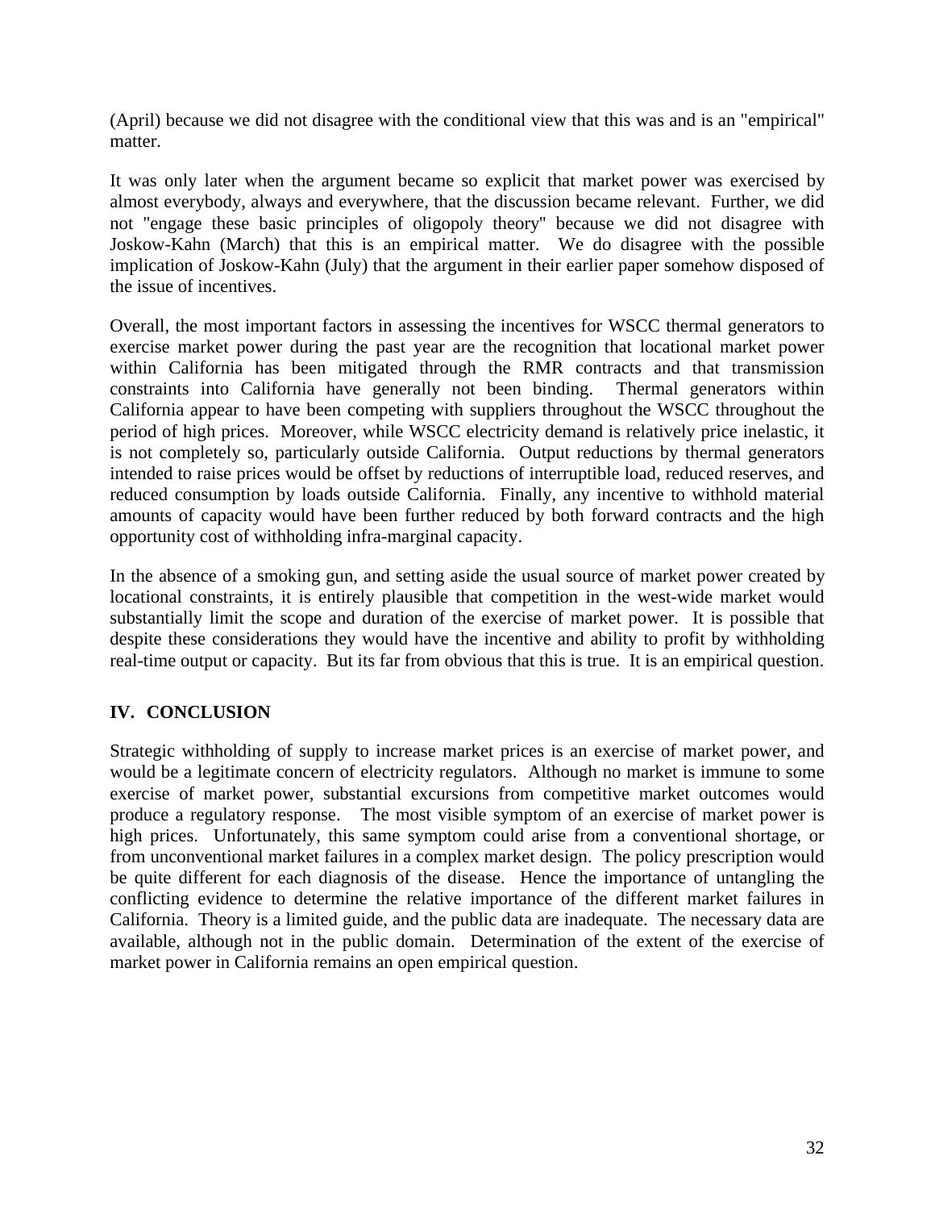(April) because we did not disagree with the conditional view that this was and is an "empirical" matter.

It was only later when the argument became so explicit that market power was exercised by almost everybody, always and everywhere, that the discussion became relevant. Further, we did not "engage these basic principles of oligopoly theory" because we did not disagree with Joskow-Kahn (March) that this is an empirical matter. We do disagree with the possible implication of Joskow-Kahn (July) that the argument in their earlier paper somehow disposed of the issue of incentives.

Overall, the most important factors in assessing the incentives for WSCC thermal generators to exercise market power during the past year are the recognition that locational market power within California has been mitigated through the RMR contracts and that transmission constraints into California have generally not been binding. Thermal generators within California appear to have been competing with suppliers throughout the WSCC throughout the period of high prices. Moreover, while WSCC electricity demand is relatively price inelastic, it is not completely so, particularly outside California. Output reductions by thermal generators intended to raise prices would be offset by reductions of interruptible load, reduced reserves, and reduced consumption by loads outside California. Finally, any incentive to withhold material amounts of capacity would have been further reduced by both forward contracts and the high opportunity cost of withholding infra-marginal capacity.

In the absence of a smoking gun, and setting aside the usual source of market power created by locational constraints, it is entirely plausible that competition in the west-wide market would substantially limit the scope and duration of the exercise of market power. It is possible that despite these considerations they would have the incentive and ability to profit by withholding real-time output or capacity. But its far from obvious that this is true. It is an empirical question.

## IV. CONCLUSION

Strategic withholding of supply to increase market prices is an exercise of market power, and would be a legitimate concern of electricity regulators. Although no market is immune to some exercise of market power, substantial excursions from competitive market outcomes would produce a regulatory response. The most visible symptom of an exercise of market power is high prices. Unfortunately, this same symptom could arise from a conventional shortage, or from unconventional market failures in a complex market design. The policy prescription would be quite different for each diagnosis of the disease. Hence the importance of untangling the conflicting evidence to determine the relative importance of the different market failures in California. Theory is a limited guide, and the public data are inadequate. The necessary data are available, although not in the public domain. Determination of the extent of the exercise of market power in California remains an open empirical question.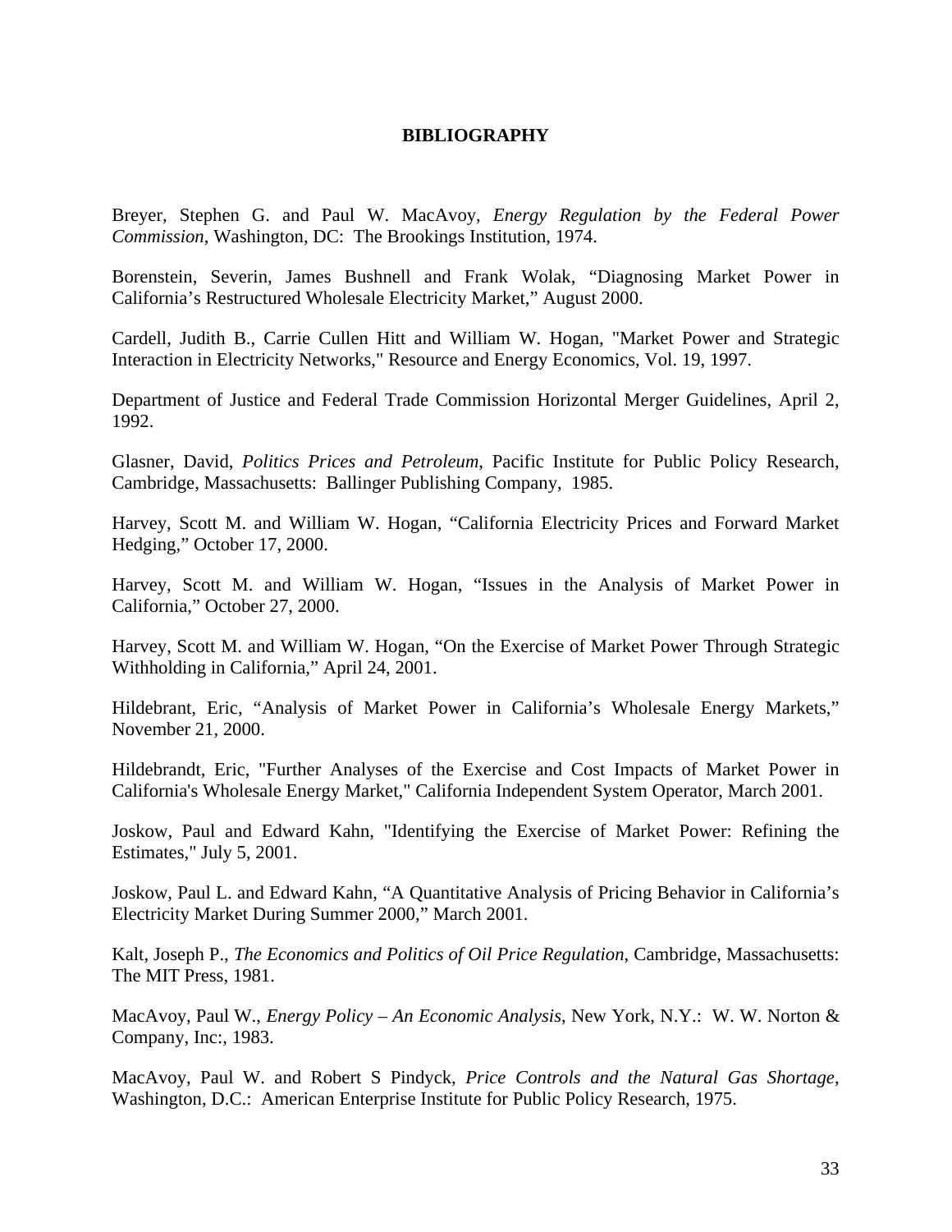# BIBLIOGRAPHY

Breyer, Stephen G. and Paul W. MacAvoy, *Energy Regulation by the Federal Power Commission*, Washington, DC: The Brookings Institution, 1974.

Borenstein, Severin, James Bushnell and Frank Wolak, "Diagnosing Market Power in California's Restructured Wholesale Electricity Market," August 2000.

Cardell, Judith B., Carrie Cullen Hitt and William W. Hogan, "Market Power and Strategic Interaction in Electricity Networks," Resource and Energy Economics, Vol. 19, 1997.

Department of Justice and Federal Trade Commission Horizontal Merger Guidelines, April 2, 1992.

Glasner, David, *Politics Prices and Petroleum*, Pacific Institute for Public Policy Research, Cambridge, Massachusetts: Ballinger Publishing Company, 1985.

Harvey, Scott M. and William W. Hogan, "California Electricity Prices and Forward Market Hedging," October 17, 2000.

Harvey, Scott M. and William W. Hogan, "Issues in the Analysis of Market Power in California," October 27, 2000.

Harvey, Scott M. and William W. Hogan, "On the Exercise of Market Power Through Strategic Withholding in California," April 24, 2001.

Hildebrant, Eric, "Analysis of Market Power in California's Wholesale Energy Markets," November 21, 2000.

Hildebrandt, Eric, "Further Analyses of the Exercise and Cost Impacts of Market Power in California's Wholesale Energy Market," California Independent System Operator, March 2001.

Joskow, Paul and Edward Kahn, "Identifying the Exercise of Market Power: Refining the Estimates," July 5, 2001.

Joskow, Paul L. and Edward Kahn, "A Quantitative Analysis of Pricing Behavior in California's Electricity Market During Summer 2000," March 2001.

Kalt, Joseph P., *The Economics and Politics of Oil Price Regulation*, Cambridge, Massachusetts: The MIT Press, 1981.

MacAvoy, Paul W., *Energy Policy – An Economic Analysis*, New York, N.Y.: W. W. Norton & Company, Inc:, 1983.

MacAvoy, Paul W. and Robert S Pindyck, *Price Controls and the Natural Gas Shortage*, Washington, D.C.: American Enterprise Institute for Public Policy Research, 1975.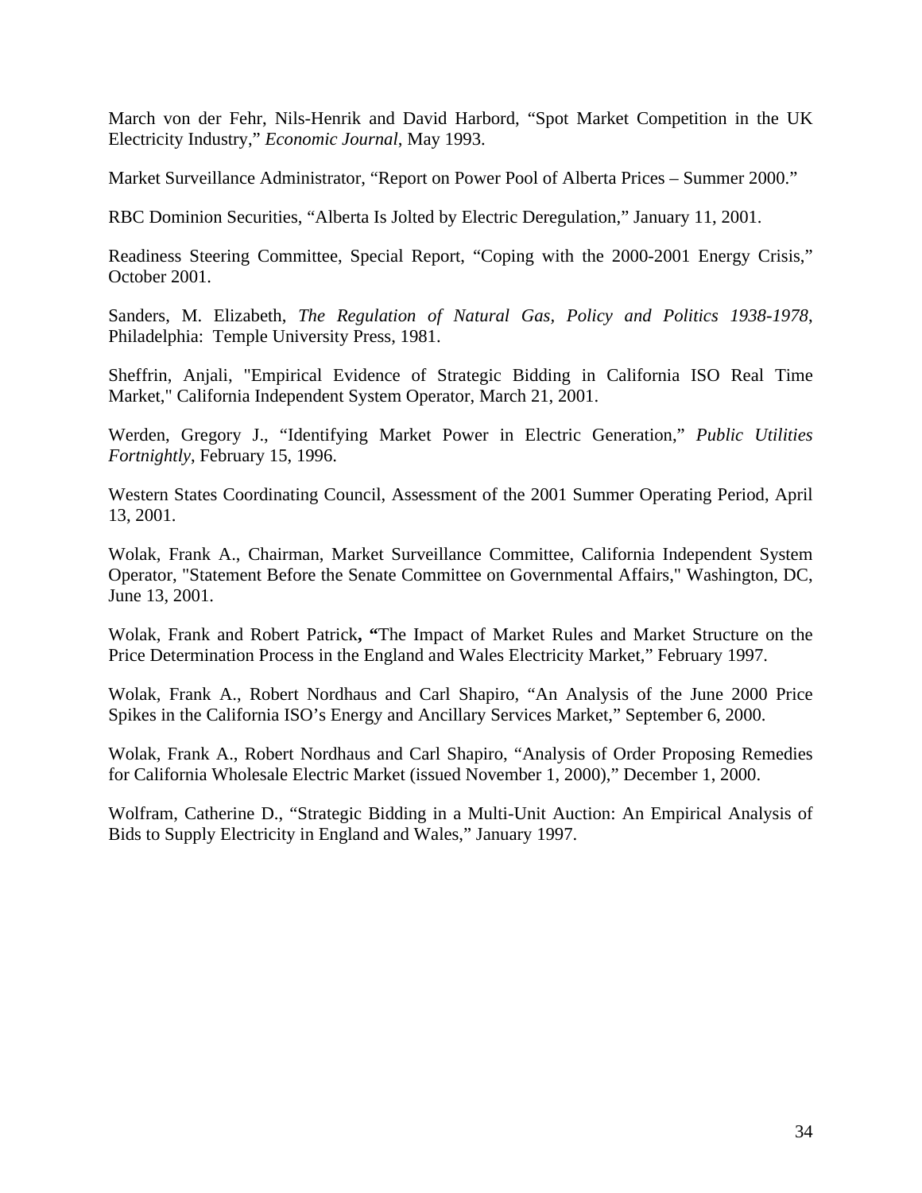March von der Fehr, Nils-Henrik and David Harbord, "Spot Market Competition in the UK Electricity Industry," *Economic Journal*, May 1993.

Market Surveillance Administrator, "Report on Power Pool of Alberta Prices – Summer 2000."

RBC Dominion Securities, "Alberta Is Jolted by Electric Deregulation," January 11, 2001.

Readiness Steering Committee, Special Report, "Coping with the 2000-2001 Energy Crisis," October 2001.

Sanders, M. Elizabeth, *The Regulation of Natural Gas, Policy and Politics 1938-1978*, Philadelphia: Temple University Press, 1981.

Sheffrin, Anjali, "Empirical Evidence of Strategic Bidding in California ISO Real Time Market," California Independent System Operator, March 21, 2001.

Werden, Gregory J., "Identifying Market Power in Electric Generation," *Public Utilities Fortnightly*, February 15, 1996.

Western States Coordinating Council, Assessment of the 2001 Summer Operating Period, April 13, 2001.

Wolak, Frank A., Chairman, Market Surveillance Committee, California Independent System Operator, "Statement Before the Senate Committee on Governmental Affairs," Washington, DC, June 13, 2001.

Wolak, Frank and Robert Patrick**, "**The Impact of Market Rules and Market Structure on the Price Determination Process in the England and Wales Electricity Market," February 1997.

Wolak, Frank A., Robert Nordhaus and Carl Shapiro, "An Analysis of the June 2000 Price Spikes in the California ISO's Energy and Ancillary Services Market," September 6, 2000.

Wolak, Frank A., Robert Nordhaus and Carl Shapiro, "Analysis of Order Proposing Remedies for California Wholesale Electric Market (issued November 1, 2000)," December 1, 2000.

Wolfram, Catherine D., "Strategic Bidding in a Multi-Unit Auction: An Empirical Analysis of Bids to Supply Electricity in England and Wales," January 1997.